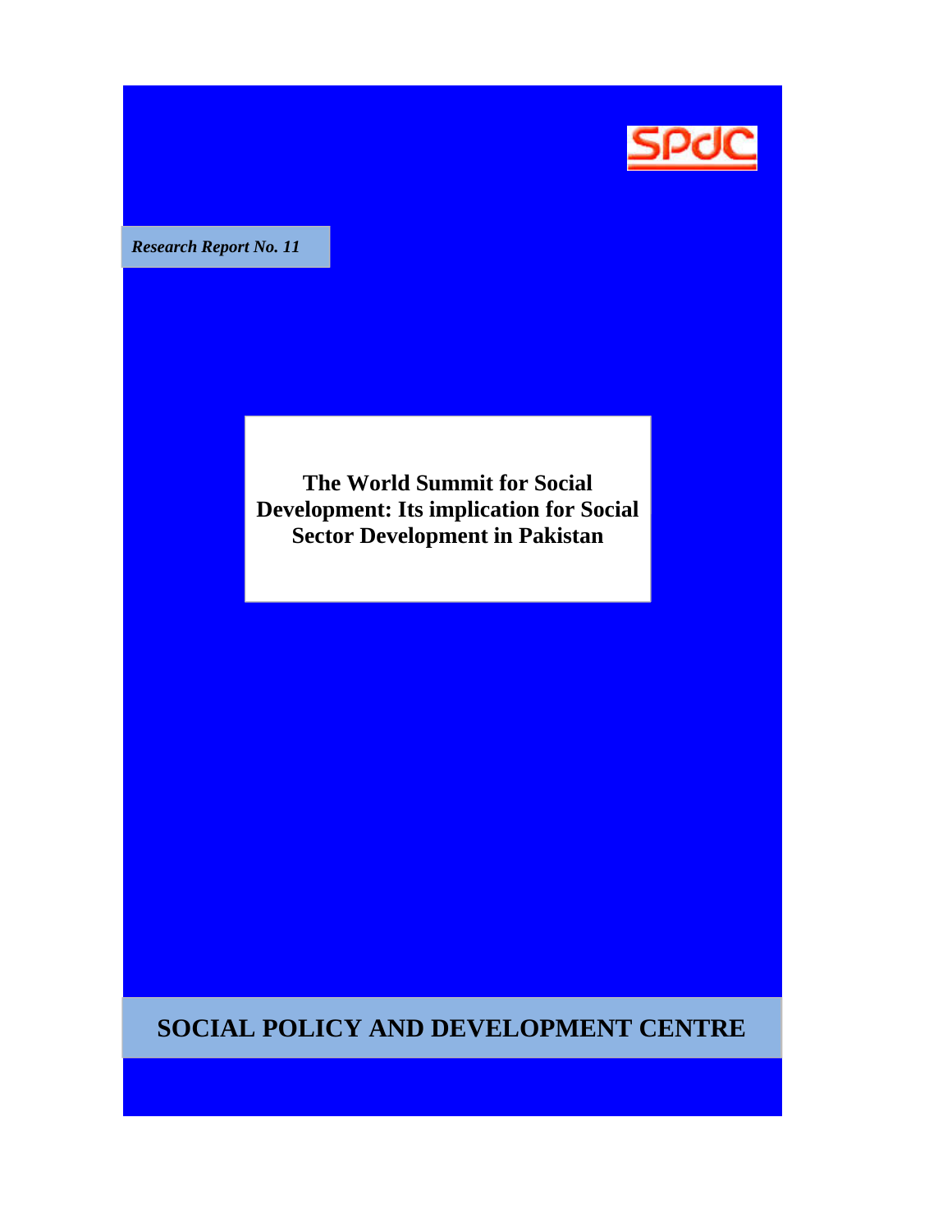SPdC

*Research Report No. 11*

# The World Summit for Social Development: Its implication for Social Sector Development in Pakistan

**SOCIAL POLICY AND DEVELOPMENT CENTRE**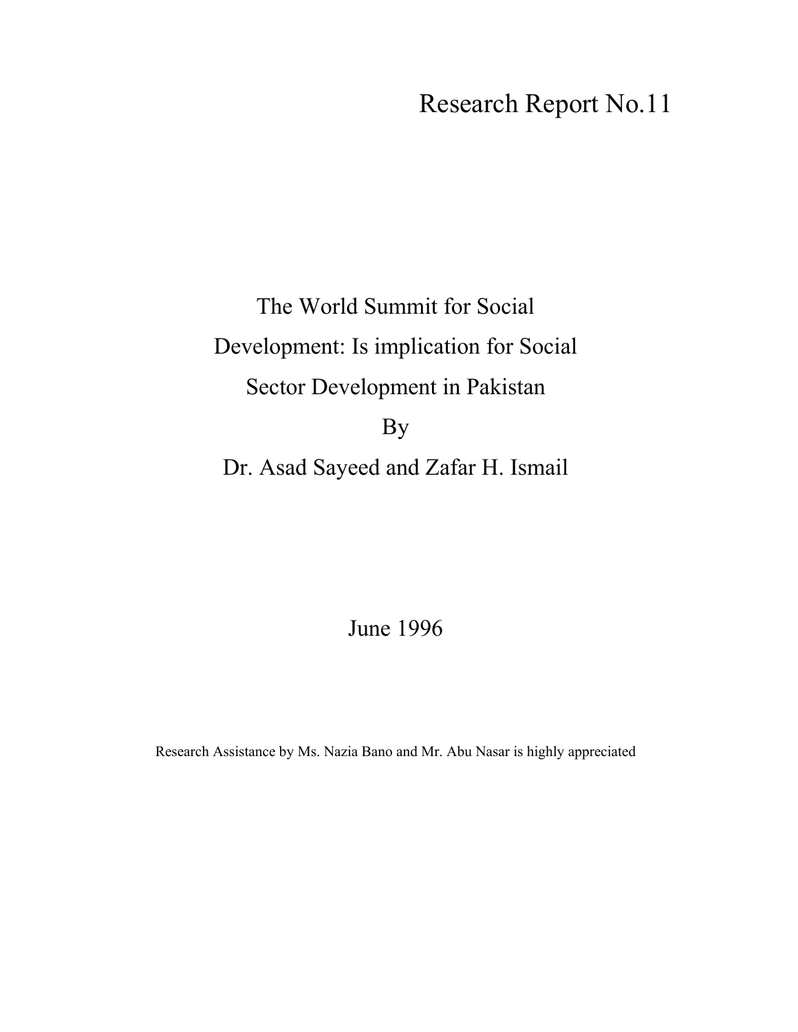Research Report No.11

# The World Summit for Social Development: Is implication for Social Sector Development in Pakistan

By

Dr. Asad Sayeed and Zafar H. Ismail

June 1996

Research Assistance by Ms. Nazia Bano and Mr. Abu Nasar is highly appreciated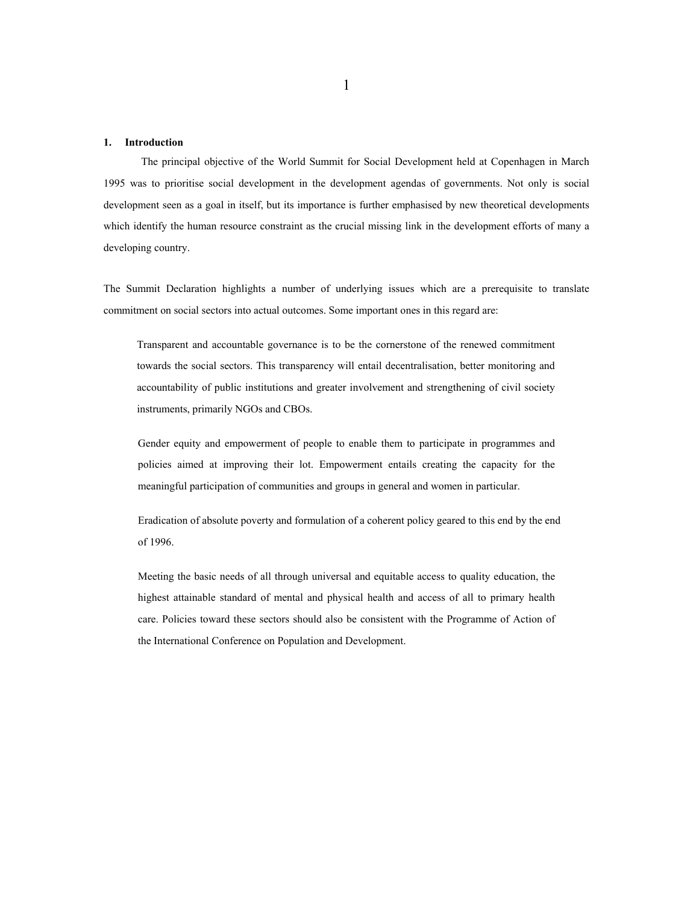## 1. Introduction

The principal objective of the World Summit for Social Development held at Copenhagen in March 1995 was to prioritise social development in the development agendas of governments. Not only is social development seen as a goal in itself, but its importance is further emphasised by new theoretical developments which identify the human resource constraint as the crucial missing link in the development efforts of many a developing country.

The Summit Declaration highlights a number of underlying issues which are a prerequisite to translate commitment on social sectors into actual outcomes. Some important ones in this regard are:

> Transparent and accountable governance is to be the cornerstone of the renewed commitment towards the social sectors. This transparency will entail decentralisation, better monitoring and accountability of public institutions and greater involvement and strengthening of civil society instruments, primarily NGOs and CBOs.
>
> Gender equity and empowerment of people to enable them to participate in programmes and policies aimed at improving their lot. Empowerment entails creating the capacity for the meaningful participation of communities and groups in general and women in particular.
>
> Eradication of absolute poverty and formulation of a coherent policy geared to this end by the end of 1996.
>
> Meeting the basic needs of all through universal and equitable access to quality education, the highest attainable standard of mental and physical health and access of all to primary health care. Policies toward these sectors should also be consistent with the Programme of Action of the International Conference on Population and Development.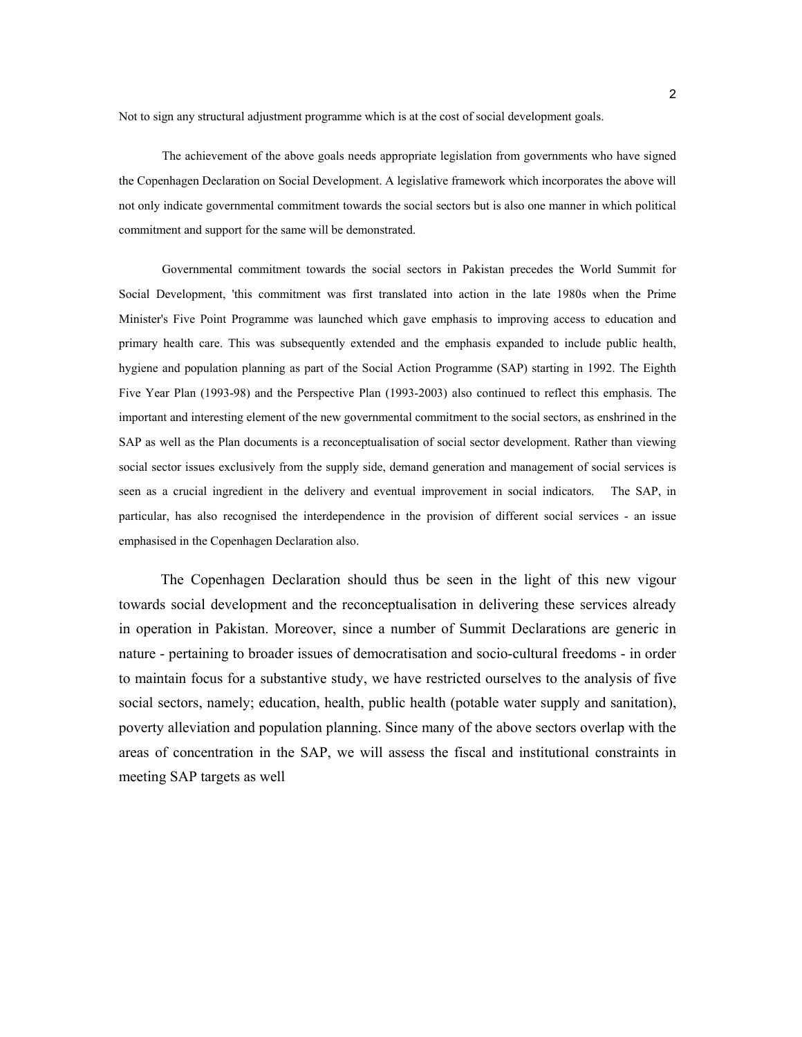Not to sign any structural adjustment programme which is at the cost of social development goals.

The achievement of the above goals needs appropriate legislation from governments who have signed the Copenhagen Declaration on Social Development. A legislative framework which incorporates the above will not only indicate governmental commitment towards the social sectors but is also one manner in which political commitment and support for the same will be demonstrated.

Governmental commitment towards the social sectors in Pakistan precedes the World Summit for Social Development, 'this commitment was first translated into action in the late 1980s when the Prime Minister's Five Point Programme was launched which gave emphasis to improving access to education and primary health care. This was subsequently extended and the emphasis expanded to include public health, hygiene and population planning as part of the Social Action Programme (SAP) starting in 1992. The Eighth Five Year Plan (1993-98) and the Perspective Plan (1993-2003) also continued to reflect this emphasis. The important and interesting element of the new governmental commitment to the social sectors, as enshrined in the SAP as well as the Plan documents is a reconceptualisation of social sector development. Rather than viewing social sector issues exclusively from the supply side, demand generation and management of social services is seen as a crucial ingredient in the delivery and eventual improvement in social indicators. The SAP, in particular, has also recognised the interdependence in the provision of different social services - an issue emphasised in the Copenhagen Declaration also.

The Copenhagen Declaration should thus be seen in the light of this new vigour towards social development and the reconceptualisation in delivering these services already in operation in Pakistan. Moreover, since a number of Summit Declarations are generic in nature - pertaining to broader issues of democratisation and socio-cultural freedoms - in order to maintain focus for a substantive study, we have restricted ourselves to the analysis of five social sectors, namely; education, health, public health (potable water supply and sanitation), poverty alleviation and population planning. Since many of the above sectors overlap with the areas of concentration in the SAP, we will assess the fiscal and institutional constraints in meeting SAP targets as well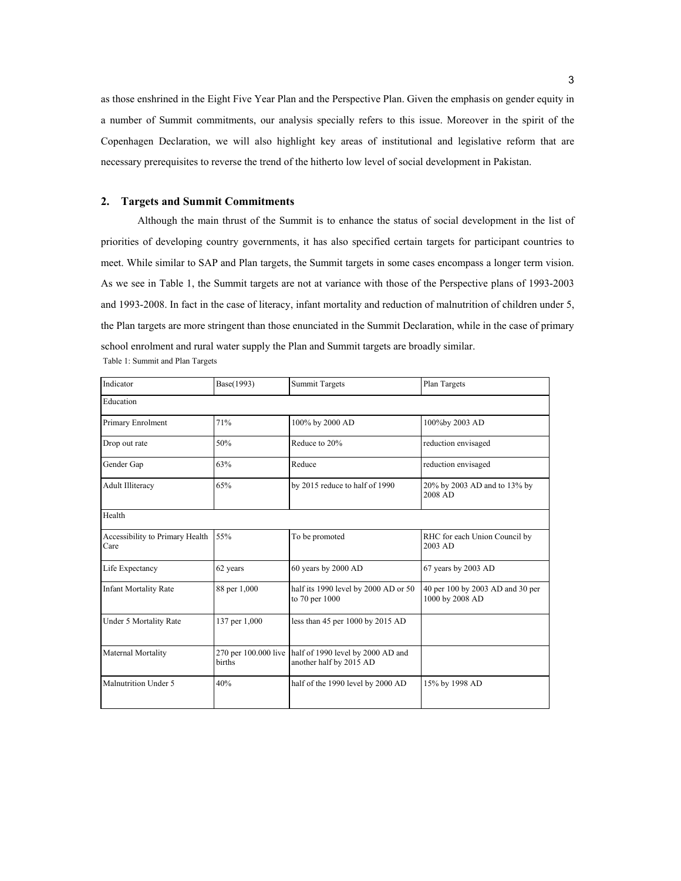as those enshrined in the Eight Five Year Plan and the Perspective Plan. Given the emphasis on gender equity in a number of Summit commitments, our analysis specially refers to this issue. Moreover in the spirit of the Copenhagen Declaration, we will also highlight key areas of institutional and legislative reform that are necessary prerequisites to reverse the trend of the hitherto low level of social development in Pakistan.

## 2. Targets and Summit Commitments

Although the main thrust of the Summit is to enhance the status of social development in the list of priorities of developing country governments, it has also specified certain targets for participant countries to meet. While similar to SAP and Plan targets, the Summit targets in some cases encompass a longer term vision. As we see in Table 1, the Summit targets are not at variance with those of the Perspective plans of 1993-2003 and 1993-2008. In fact in the case of literacy, infant mortality and reduction of malnutrition of children under 5, the Plan targets are more stringent than those enunciated in the Summit Declaration, while in the case of primary school enrolment and rural water supply the Plan and Summit targets are broadly similar.

Table 1: Summit and Plan Targets

| Indicator | Base(1993) | Summit Targets | Plan Targets |
|---|---|---|---|
| Education | | | |
| Primary Enrolment | 71% | 100% by 2000 AD | 100%by 2003 AD |
| Drop out rate | 50% | Reduce to 20% | reduction envisaged |
| Gender Gap | 63% | Reduce | reduction envisaged |
| Adult Illiteracy | 65% | by 2015 reduce to half of 1990 | 20% by 2003 AD and to 13% by 2008 AD |
| Health | | | |
| Accessibility to Primary Health Care | 55% | To be promoted | RHC for each Union Council by 2003 AD |
| Life Expectancy | 62 years | 60 years by 2000 AD | 67 years by 2003 AD |
| Infant Mortality Rate | 88 per 1,000 | half its 1990 level by 2000 AD or 50 to 70 per 1000 | 40 per 100 by 2003 AD and 30 per 1000 by 2008 AD |
| Under 5 Mortality Rate | 137 per 1,000 | less than 45 per 1000 by 2015 AD | |
| Maternal Mortality | 270 per 100.000 live births | half of 1990 level by 2000 AD and another half by 2015 AD | |
| Malnutrition Under 5 | 40% | half of the 1990 level by 2000 AD | 15% by 1998 AD |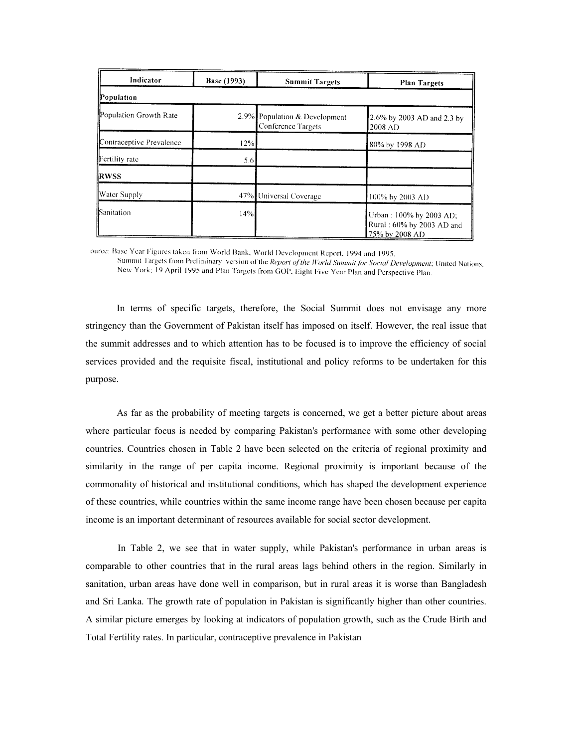| Indicator | Base (1993) | Summit Targets | Plan Targets |
|---|---|---|---|
| **Population** | | | |
| Population Growth Rate | 2.9% | Population & Development Conference Targets | 2.6% by 2003 AD and 2.3 by 2008 AD |
| Contraceptive Prevalence | 12% | | 80% by 1998 AD |
| Fertility rate | 5.6 | | |
| **RWSS** | | | |
| Water Supply | 47% | Universal Coverage | 100% by 2003 AD |
| Sanitation | 14% | | Urban : 100% by 2003 AD; Rural : 60% by 2003 AD and 75% by 2008 AD |

ource: Base Year Figures taken from World Bank, World Development Report, 1994 and 1995. Summit Targets from Preliminary version of the *Report of the World Summit for Social Development*; United Nations, New York; 19 April 1995 and Plan Targets from GOP, Eight Five Year Plan and Perspective Plan.

In terms of specific targets, therefore, the Social Summit does not envisage any more stringency than the Government of Pakistan itself has imposed on itself. However, the real issue that the summit addresses and to which attention has to be focused is to improve the efficiency of social services provided and the requisite fiscal, institutional and policy reforms to be undertaken for this purpose.

As far as the probability of meeting targets is concerned, we get a better picture about areas where particular focus is needed by comparing Pakistan's performance with some other developing countries. Countries chosen in Table 2 have been selected on the criteria of regional proximity and similarity in the range of per capita income. Regional proximity is important because of the commonality of historical and institutional conditions, which has shaped the development experience of these countries, while countries within the same income range have been chosen because per capita income is an important determinant of resources available for social sector development.

In Table 2, we see that in water supply, while Pakistan's performance in urban areas is comparable to other countries that in the rural areas lags behind others in the region. Similarly in sanitation, urban areas have done well in comparison, but in rural areas it is worse than Bangladesh and Sri Lanka. The growth rate of population in Pakistan is significantly higher than other countries. A similar picture emerges by looking at indicators of population growth, such as the Crude Birth and Total Fertility rates. In particular, contraceptive prevalence in Pakistan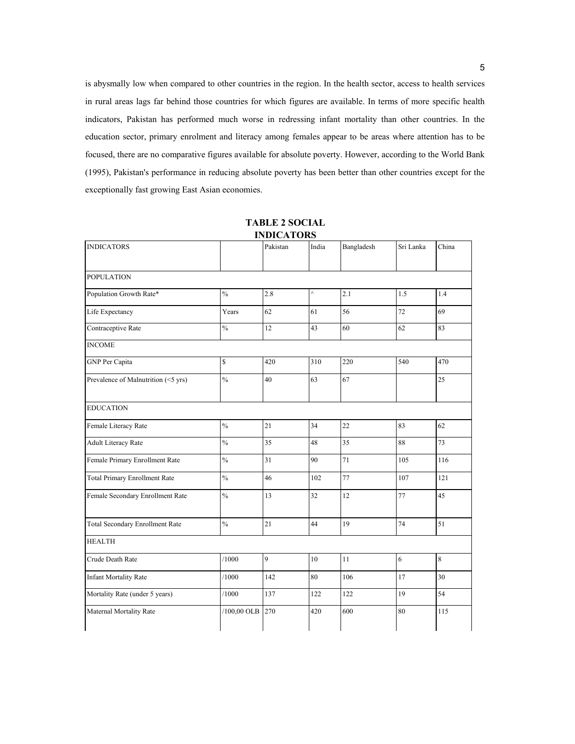is abysmally low when compared to other countries in the region. In the health sector, access to health services in rural areas lags far behind those countries for which figures are available. In terms of more specific health indicators, Pakistan has performed much worse in redressing infant mortality than other countries. In the education sector, primary enrolment and literacy among females appear to be areas where attention has to be focused, there are no comparative figures available for absolute poverty. However, according to the World Bank (1995), Pakistan's performance in reducing absolute poverty has been better than other countries except for the exceptionally fast growing East Asian economies.

**TABLE 2 SOCIAL INDICATORS**

| INDICATORS | | Pakistan | India | Bangladesh | Sri Lanka | China |
|---|---|---|---|---|---|---|
| POPULATION | | | | | | |
| Population Growth Rate* | % | 2.8 | ^ | 2.1 | 1.5 | 1.4 |
| Life Expectancy | Years | 62 | 61 | 56 | 72 | 69 |
| Contraceptive Rate | % | 12 | 43 | 60 | 62 | 83 |
| INCOME | | | | | | |
| GNP Per Capita | $ | 420 | 310 | 220 | 540 | 470 |
| Prevalence of Malnutrition (<5 yrs) | % | 40 | 63 | 67 | | 25 |
| EDUCATION | | | | | | |
| Female Literacy Rate | % | 21 | 34 | 22 | 83 | 62 |
| Adult Literacy Rate | % | 35 | 48 | 35 | 88 | 73 |
| Female Primary Enrollment Rate | % | 31 | 90 | 71 | 105 | 116 |
| Total Primary Enrollment Rate | % | 46 | 102 | 77 | 107 | 121 |
| Female Secondary Enrollment Rate | % | 13 | 32 | 12 | 77 | 45 |
| Total Secondary Enrollment Rate | % | 21 | 44 | 19 | 74 | 51 |
| HEALTH | | | | | | |
| Crude Death Rate | /1000 | 9 | 10 | 11 | 6 | 8 |
| Infant Mortality Rate | /1000 | 142 | 80 | 106 | 17 | 30 |
| Mortality Rate (under 5 years) | /1000 | 137 | 122 | 122 | 19 | 54 |
| Maternal Mortality Rate | /100,00 OLB | 270 | 420 | 600 | 80 | 115 |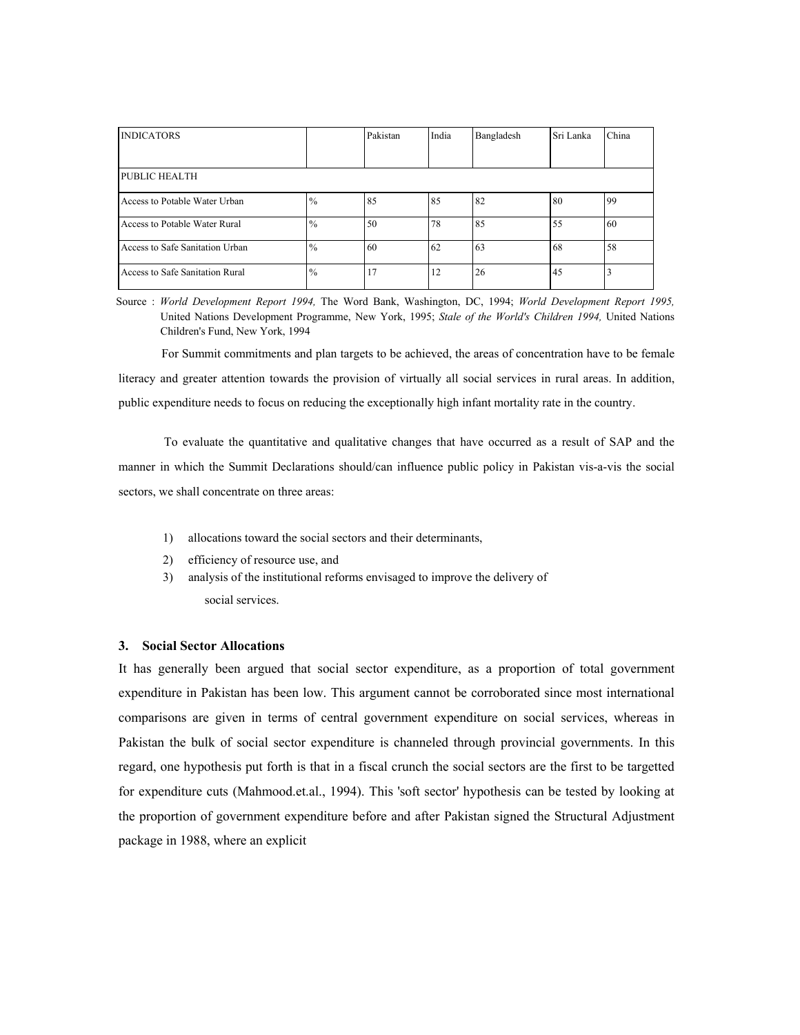| INDICATORS | | Pakistan | India | Bangladesh | Sri Lanka | China |
|---|---|---|---|---|---|---|
| PUBLIC HEALTH | | | | | | |
| Access to Potable Water Urban | % | 85 | 85 | 82 | 80 | 99 |
| Access to Potable Water Rural | % | 50 | 78 | 85 | 55 | 60 |
| Access to Safe Sanitation Urban | % | 60 | 62 | 63 | 68 | 58 |
| Access to Safe Sanitation Rural | % | 17 | 12 | 26 | 45 | 3 |

Source : *World Development Report 1994,* The Word Bank, Washington, DC, 1994; *World Development Report 1995,* United Nations Development Programme, New York, 1995; *Stale of the World's Children 1994,* United Nations Children's Fund, New York, 1994

For Summit commitments and plan targets to be achieved, the areas of concentration have to be female literacy and greater attention towards the provision of virtually all social services in rural areas. In addition, public expenditure needs to focus on reducing the exceptionally high infant mortality rate in the country.

To evaluate the quantitative and qualitative changes that have occurred as a result of SAP and the manner in which the Summit Declarations should/can influence public policy in Pakistan vis-a-vis the social sectors, we shall concentrate on three areas:

1) allocations toward the social sectors and their determinants,
2) efficiency of resource use, and
3) analysis of the institutional reforms envisaged to improve the delivery of social services.

### 3. Social Sector Allocations

It has generally been argued that social sector expenditure, as a proportion of total government expenditure in Pakistan has been low. This argument cannot be corroborated since most international comparisons are given in terms of central government expenditure on social services, whereas in Pakistan the bulk of social sector expenditure is channeled through provincial governments. In this regard, one hypothesis put forth is that in a fiscal crunch the social sectors are the first to be targetted for expenditure cuts (Mahmood.et.al., 1994). This 'soft sector' hypothesis can be tested by looking at the proportion of government expenditure before and after Pakistan signed the Structural Adjustment package in 1988, where an explicit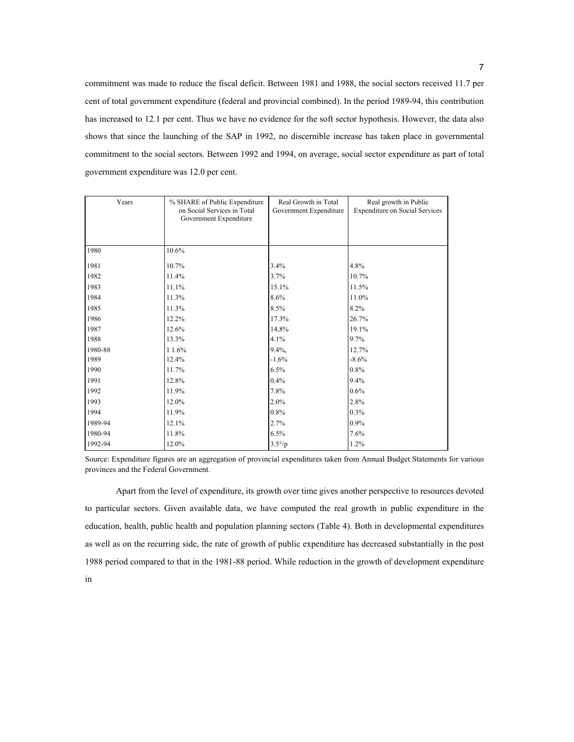commitment was made to reduce the fiscal deficit. Between 1981 and 1988, the social sectors received 11.7 per cent of total government expenditure (federal and provincial combined). In the period 1989-94, this contribution has increased to 12.1 per cent. Thus we have no evidence for the soft sector hypothesis. However, the data also shows that since the launching of the SAP in 1992, no discernible increase has taken place in governmental commitment to the social sectors. Between 1992 and 1994, on average, social sector expenditure as part of total government expenditure was 12.0 per cent.

| Years | % SHARE of Public Expenditure on Social Services in Total Government Expenditure | Real Growth in Total Government Expenditure | Real growth in Public Expenditure on Social Services |
|---|---|---|---|
| 1980 | 10.6% | | |
| 1981 | 10.7% | 3.4% | 4.8% |
| 1982 | 11.4% | 3.7% | 10.7% |
| 1983 | 11.1% | 15.1% | 11.5% |
| 1984 | 11.3% | 8.6% | 11.0% |
| 1985 | 11.3% | 8.5% | 8.2% |
| 1986 | 12.2% | 17.3% | 26.7% |
| 1987 | 12.6% | 14,8% | 19.1% |
| 1988 | 13.3% | 4.1% | 9.7% |
| 1980-88 | 1 1.6% | 9.4%, | 12.7% |
| 1989 | 12.4% | -1.6% | -8.6% |
| 1990 | 11.7% | 6.5% | 0.8% |
| 1991 | 12.8% | 0.4% | 9.4% |
| 1992 | 11.9% | 7.8% | 0.6% |
| 1993 | 12.0% | 2.0% | 2.8% |
| 1994 | 11.9% | 0.8% | 0.3% |
| 1989-94 | 12.1% | 2.7% | 0.9% |
| 1980-94 | 11.8% | 6.5% | 7.6% |
| 1992-94 | 12.0% | 3.5°/p | 1.2% |

Source: Expenditure figures are an aggregation of provincial expenditures taken from Annual Budget Statements for various provinces and the Federal Government.

Apart from the level of expenditure, its growth over time gives another perspective to resources devoted to particular sectors. Given available data, we have computed the real growth in public expenditure in the education, health, public health and population planning sectors (Table 4). Both in developmental expenditures as well as on the recurring side, the rate of growth of public expenditure has decreased substantially in the post 1988 period compared to that in the 1981-88 period. While reduction in the growth of development expenditure in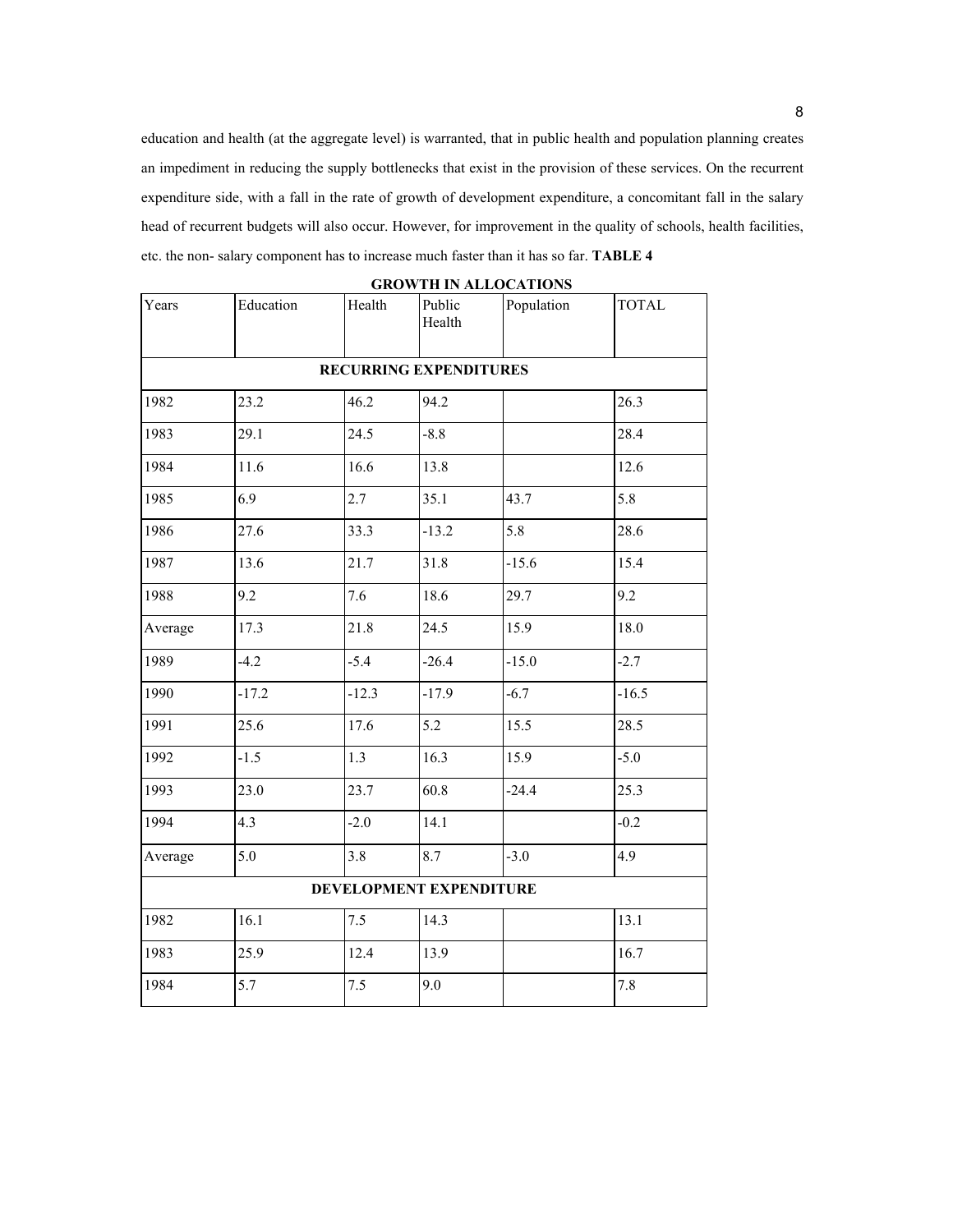education and health (at the aggregate level) is warranted, that in public health and population planning creates an impediment in reducing the supply bottlenecks that exist in the provision of these services. On the recurrent expenditure side, with a fall in the rate of growth of development expenditure, a concomitant fall in the salary head of recurrent budgets will also occur. However, for improvement in the quality of schools, health facilities, etc. the non- salary component has to increase much faster than it has so far. **TABLE 4**

**GROWTH IN ALLOCATIONS**

| Years | Education | Health | Public Health | Population | TOTAL |
|---|---|---|---|---|---|
| **RECURRING EXPENDITURES** | | | | | |
| 1982 | 23.2 | 46.2 | 94.2 | | 26.3 |
| 1983 | 29.1 | 24.5 | -8.8 | | 28.4 |
| 1984 | 11.6 | 16.6 | 13.8 | | 12.6 |
| 1985 | 6.9 | 2.7 | 35.1 | 43.7 | 5.8 |
| 1986 | 27.6 | 33.3 | -13.2 | 5.8 | 28.6 |
| 1987 | 13.6 | 21.7 | 31.8 | -15.6 | 15.4 |
| 1988 | 9.2 | 7.6 | 18.6 | 29.7 | 9.2 |
| Average | 17.3 | 21.8 | 24.5 | 15.9 | 18.0 |
| 1989 | -4.2 | -5.4 | -26.4 | -15.0 | -2.7 |
| 1990 | -17.2 | -12.3 | -17.9 | -6.7 | -16.5 |
| 1991 | 25.6 | 17.6 | 5.2 | 15.5 | 28.5 |
| 1992 | -1.5 | 1.3 | 16.3 | 15.9 | -5.0 |
| 1993 | 23.0 | 23.7 | 60.8 | -24.4 | 25.3 |
| 1994 | 4.3 | -2.0 | 14.1 | | -0.2 |
| Average | 5.0 | 3.8 | 8.7 | -3.0 | 4.9 |
| **DEVELOPMENT EXPENDITURE** | | | | | |
| 1982 | 16.1 | 7.5 | 14.3 | | 13.1 |
| 1983 | 25.9 | 12.4 | 13.9 | | 16.7 |
| 1984 | 5.7 | 7.5 | 9.0 | | 7.8 |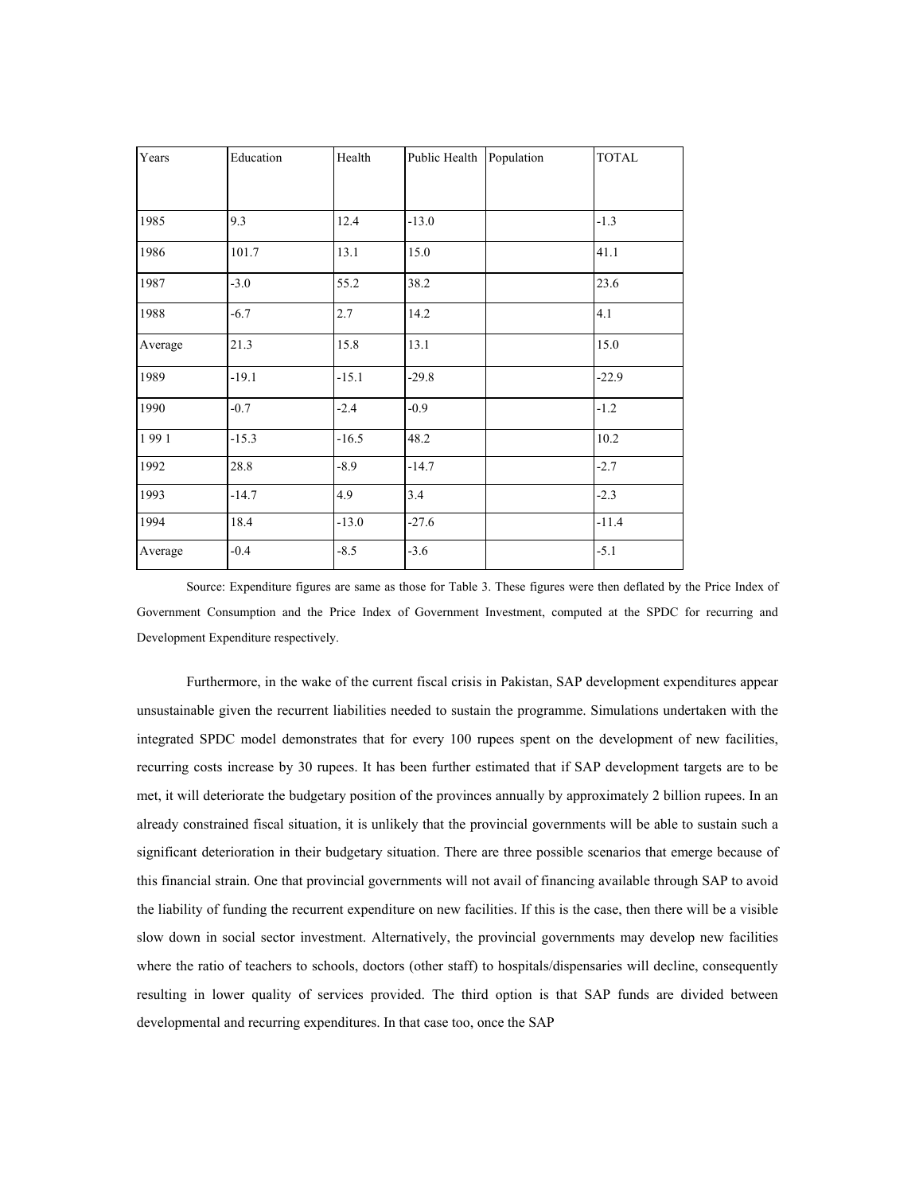| Years | Education | Health | Public Health | Population | TOTAL |
|---|---|---|---|---|---|
| 1985 | 9.3 | 12.4 | -13.0 | | -1.3 |
| 1986 | 101.7 | 13.1 | 15.0 | | 41.1 |
| 1987 | -3.0 | 55.2 | 38.2 | | 23.6 |
| 1988 | -6.7 | 2.7 | 14.2 | | 4.1 |
| Average | 21.3 | 15.8 | 13.1 | | 15.0 |
| 1989 | -19.1 | -15.1 | -29.8 | | -22.9 |
| 1990 | -0.7 | -2.4 | -0.9 | | -1.2 |
| 1 99 1 | -15.3 | -16.5 | 48.2 | | 10.2 |
| 1992 | 28.8 | -8.9 | -14.7 | | -2.7 |
| 1993 | -14.7 | 4.9 | 3.4 | | -2.3 |
| 1994 | 18.4 | -13.0 | -27.6 | | -11.4 |
| Average | -0.4 | -8.5 | -3.6 | | -5.1 |

Source: Expenditure figures are same as those for Table 3. These figures were then deflated by the Price Index of Government Consumption and the Price Index of Government Investment, computed at the SPDC for recurring and Development Expenditure respectively.

Furthermore, in the wake of the current fiscal crisis in Pakistan, SAP development expenditures appear unsustainable given the recurrent liabilities needed to sustain the programme. Simulations undertaken with the integrated SPDC model demonstrates that for every 100 rupees spent on the development of new facilities, recurring costs increase by 30 rupees. It has been further estimated that if SAP development targets are to be met, it will deteriorate the budgetary position of the provinces annually by approximately 2 billion rupees. In an already constrained fiscal situation, it is unlikely that the provincial governments will be able to sustain such a significant deterioration in their budgetary situation. There are three possible scenarios that emerge because of this financial strain. One that provincial governments will not avail of financing available through SAP to avoid the liability of funding the recurrent expenditure on new facilities. If this is the case, then there will be a visible slow down in social sector investment. Alternatively, the provincial governments may develop new facilities where the ratio of teachers to schools, doctors (other staff) to hospitals/dispensaries will decline, consequently resulting in lower quality of services provided. The third option is that SAP funds are divided between developmental and recurring expenditures. In that case too, once the SAP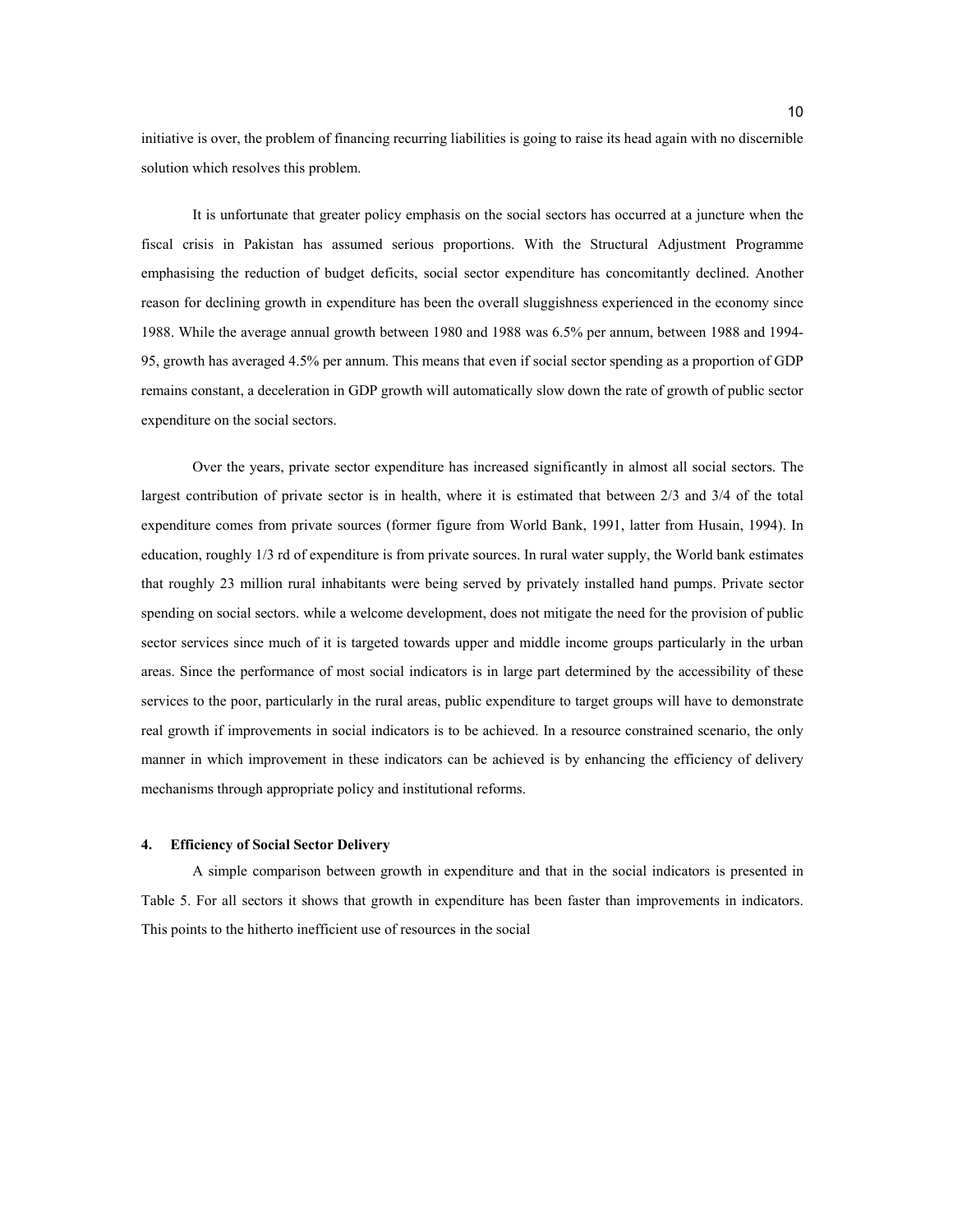initiative is over, the problem of financing recurring liabilities is going to raise its head again with no discernible solution which resolves this problem.

It is unfortunate that greater policy emphasis on the social sectors has occurred at a juncture when the fiscal crisis in Pakistan has assumed serious proportions. With the Structural Adjustment Programme emphasising the reduction of budget deficits, social sector expenditure has concomitantly declined. Another reason for declining growth in expenditure has been the overall sluggishness experienced in the economy since 1988. While the average annual growth between 1980 and 1988 was 6.5% per annum, between 1988 and 1994-95, growth has averaged 4.5% per annum. This means that even if social sector spending as a proportion of GDP remains constant, a deceleration in GDP growth will automatically slow down the rate of growth of public sector expenditure on the social sectors.

Over the years, private sector expenditure has increased significantly in almost all social sectors. The largest contribution of private sector is in health, where it is estimated that between 2/3 and 3/4 of the total expenditure comes from private sources (former figure from World Bank, 1991, latter from Husain, 1994). In education, roughly 1/3 rd of expenditure is from private sources. In rural water supply, the World bank estimates that roughly 23 million rural inhabitants were being served by privately installed hand pumps. Private sector spending on social sectors. while a welcome development, does not mitigate the need for the provision of public sector services since much of it is targeted towards upper and middle income groups particularly in the urban areas. Since the performance of most social indicators is in large part determined by the accessibility of these services to the poor, particularly in the rural areas, public expenditure to target groups will have to demonstrate real growth if improvements in social indicators is to be achieved. In a resource constrained scenario, the only manner in which improvement in these indicators can be achieved is by enhancing the efficiency of delivery mechanisms through appropriate policy and institutional reforms.

## 4. Efficiency of Social Sector Delivery

A simple comparison between growth in expenditure and that in the social indicators is presented in Table 5. For all sectors it shows that growth in expenditure has been faster than improvements in indicators. This points to the hitherto inefficient use of resources in the social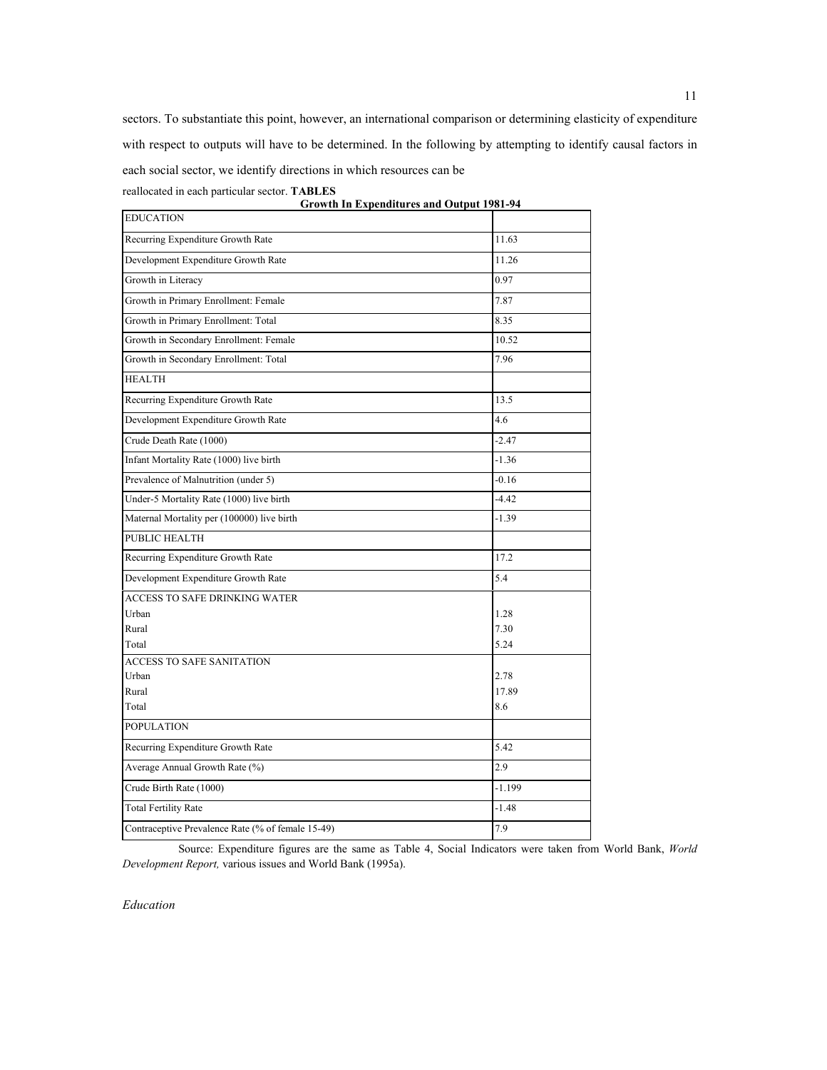sectors. To substantiate this point, however, an international comparison or determining elasticity of expenditure with respect to outputs will have to be determined. In the following by attempting to identify causal factors in each social sector, we identify directions in which resources can be reallocated in each particular sector. **TABLES**

**Growth In Expenditures and Output 1981-94**

| EDUCATION | |
|---|---|
| Recurring Expenditure Growth Rate | 11.63 |
| Development Expenditure Growth Rate | 11.26 |
| Growth in Literacy | 0.97 |
| Growth in Primary Enrollment: Female | 7.87 |
| Growth in Primary Enrollment: Total | 8.35 |
| Growth in Secondary Enrollment: Female | 10.52 |
| Growth in Secondary Enrollment: Total | 7.96 |
| HEALTH | |
| Recurring Expenditure Growth Rate | 13.5 |
| Development Expenditure Growth Rate | 4.6 |
| Crude Death Rate (1000) | -2.47 |
| Infant Mortality Rate (1000) live birth | -1.36 |
| Prevalence of Malnutrition (under 5) | -0.16 |
| Under-5 Mortality Rate (1000) live birth | -4.42 |
| Maternal Mortality per (100000) live birth | -1.39 |
| PUBLIC HEALTH | |
| Recurring Expenditure Growth Rate | 17.2 |
| Development Expenditure Growth Rate | 5.4 |
| ACCESS TO SAFE DRINKING WATER | |
| Urban | 1.28 |
| Rural | 7.30 |
| Total | 5.24 |
| ACCESS TO SAFE SANITATION | |
| Urban | 2.78 |
| Rural | 17.89 |
| Total | 8.6 |
| POPULATION | |
| Recurring Expenditure Growth Rate | 5.42 |
| Average Annual Growth Rate (%) | 2.9 |
| Crude Birth Rate (1000) | -1.199 |
| Total Fertility Rate | -1.48 |
| Contraceptive Prevalence Rate (% of female 15-49) | 7.9 |

Source: Expenditure figures are the same as Table 4, Social Indicators were taken from World Bank, *World Development Report,* various issues and World Bank (1995a).

*Education*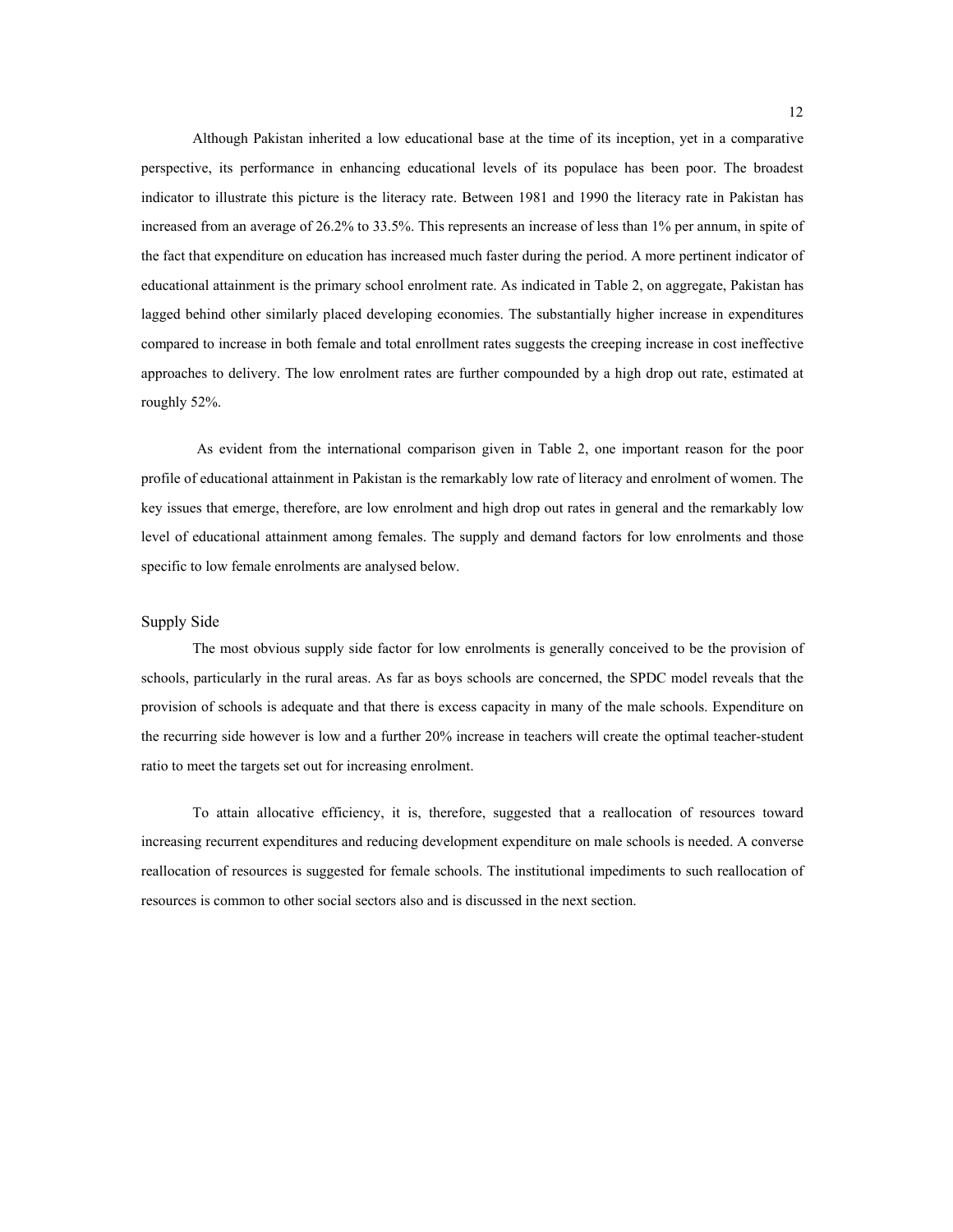Although Pakistan inherited a low educational base at the time of its inception, yet in a comparative perspective, its performance in enhancing educational levels of its populace has been poor. The broadest indicator to illustrate this picture is the literacy rate. Between 1981 and 1990 the literacy rate in Pakistan has increased from an average of 26.2% to 33.5%. This represents an increase of less than 1% per annum, in spite of the fact that expenditure on education has increased much faster during the period. A more pertinent indicator of educational attainment is the primary school enrolment rate. As indicated in Table 2, on aggregate, Pakistan has lagged behind other similarly placed developing economies. The substantially higher increase in expenditures compared to increase in both female and total enrollment rates suggests the creeping increase in cost ineffective approaches to delivery. The low enrolment rates are further compounded by a high drop out rate, estimated at roughly 52%.

As evident from the international comparison given in Table 2, one important reason for the poor profile of educational attainment in Pakistan is the remarkably low rate of literacy and enrolment of women. The key issues that emerge, therefore, are low enrolment and high drop out rates in general and the remarkably low level of educational attainment among females. The supply and demand factors for low enrolments and those specific to low female enrolments are analysed below.

## Supply Side

The most obvious supply side factor for low enrolments is generally conceived to be the provision of schools, particularly in the rural areas. As far as boys schools are concerned, the SPDC model reveals that the provision of schools is adequate and that there is excess capacity in many of the male schools. Expenditure on the recurring side however is low and a further 20% increase in teachers will create the optimal teacher-student ratio to meet the targets set out for increasing enrolment.

To attain allocative efficiency, it is, therefore, suggested that a reallocation of resources toward increasing recurrent expenditures and reducing development expenditure on male schools is needed. A converse reallocation of resources is suggested for female schools. The institutional impediments to such reallocation of resources is common to other social sectors also and is discussed in the next section.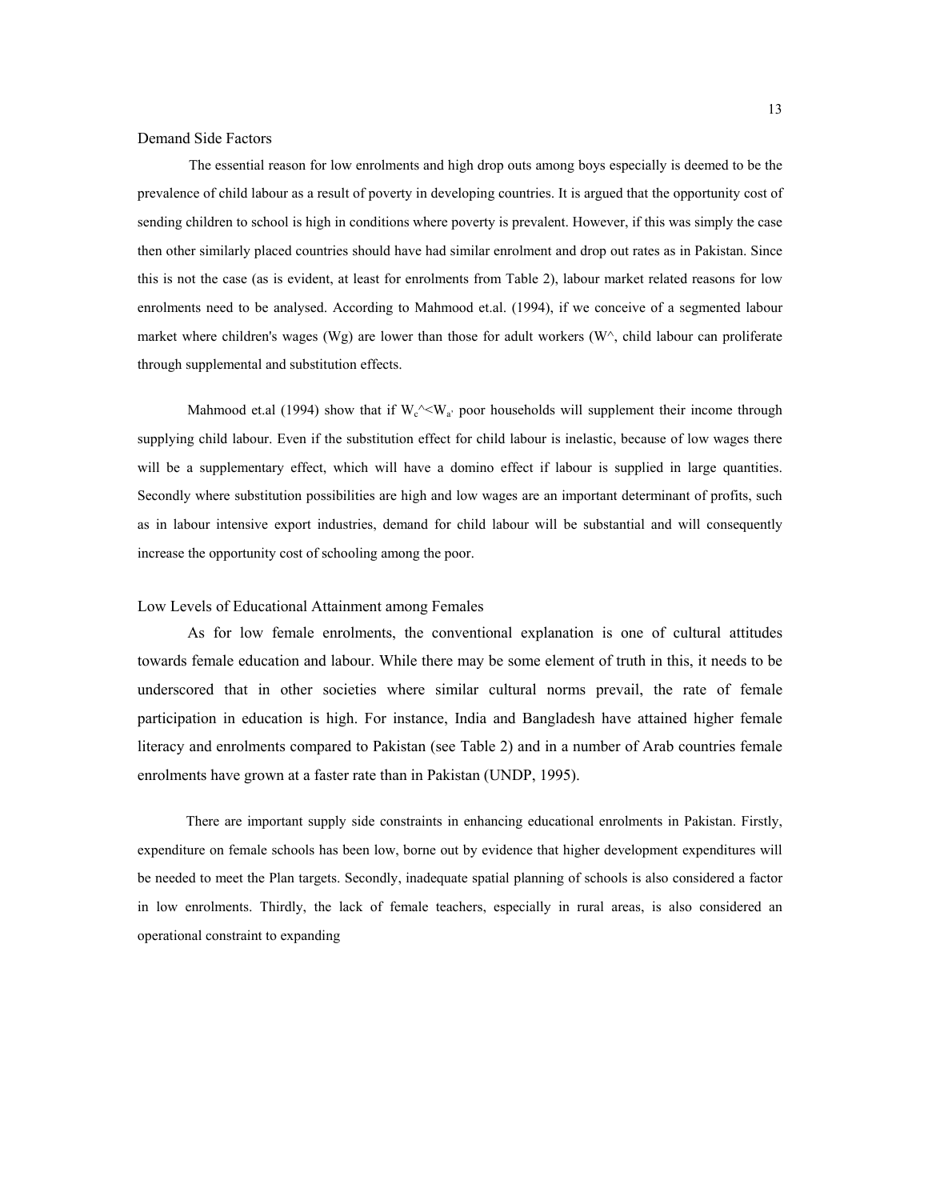### Demand Side Factors

The essential reason for low enrolments and high drop outs among boys especially is deemed to be the prevalence of child labour as a result of poverty in developing countries. It is argued that the opportunity cost of sending children to school is high in conditions where poverty is prevalent. However, if this was simply the case then other similarly placed countries should have had similar enrolment and drop out rates as in Pakistan. Since this is not the case (as is evident, at least for enrolments from Table 2), labour market related reasons for low enrolments need to be analysed. According to Mahmood et.al. (1994), if we conceive of a segmented labour market where children's wages (Wg) are lower than those for adult workers (W^, child labour can proliferate through supplemental and substitution effects.

Mahmood et.al (1994) show that if $W_c$^$<W_{a'}$ poor households will supplement their income through supplying child labour. Even if the substitution effect for child labour is inelastic, because of low wages there will be a supplementary effect, which will have a domino effect if labour is supplied in large quantities. Secondly where substitution possibilities are high and low wages are an important determinant of profits, such as in labour intensive export industries, demand for child labour will be substantial and will consequently increase the opportunity cost of schooling among the poor.

### Low Levels of Educational Attainment among Females

As for low female enrolments, the conventional explanation is one of cultural attitudes towards female education and labour. While there may be some element of truth in this, it needs to be underscored that in other societies where similar cultural norms prevail, the rate of female participation in education is high. For instance, India and Bangladesh have attained higher female literacy and enrolments compared to Pakistan (see Table 2) and in a number of Arab countries female enrolments have grown at a faster rate than in Pakistan (UNDP, 1995).

There are important supply side constraints in enhancing educational enrolments in Pakistan. Firstly, expenditure on female schools has been low, borne out by evidence that higher development expenditures will be needed to meet the Plan targets. Secondly, inadequate spatial planning of schools is also considered a factor in low enrolments. Thirdly, the lack of female teachers, especially in rural areas, is also considered an operational constraint to expanding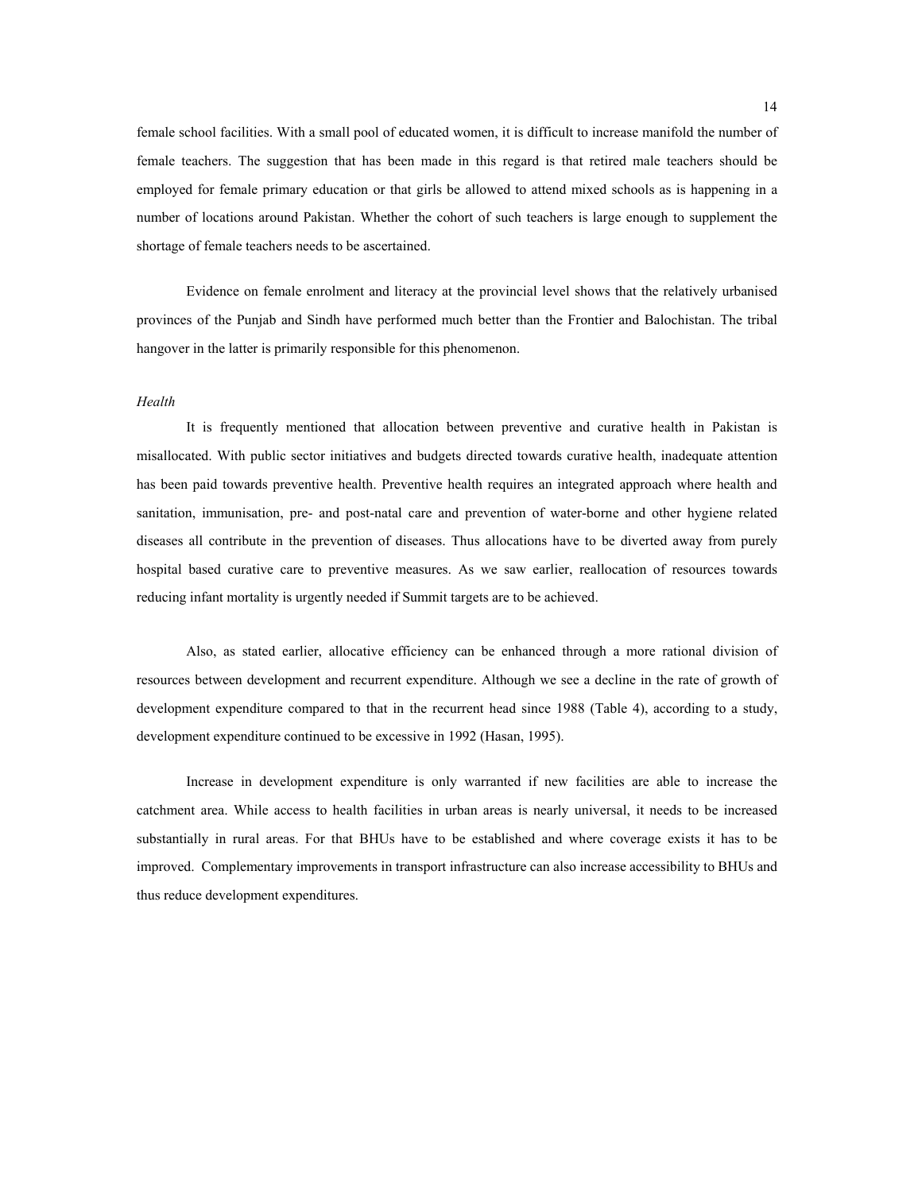female school facilities. With a small pool of educated women, it is difficult to increase manifold the number of female teachers. The suggestion that has been made in this regard is that retired male teachers should be employed for female primary education or that girls be allowed to attend mixed schools as is happening in a number of locations around Pakistan. Whether the cohort of such teachers is large enough to supplement the shortage of female teachers needs to be ascertained.

Evidence on female enrolment and literacy at the provincial level shows that the relatively urbanised provinces of the Punjab and Sindh have performed much better than the Frontier and Balochistan. The tribal hangover in the latter is primarily responsible for this phenomenon.

*Health*

It is frequently mentioned that allocation between preventive and curative health in Pakistan is misallocated. With public sector initiatives and budgets directed towards curative health, inadequate attention has been paid towards preventive health. Preventive health requires an integrated approach where health and sanitation, immunisation, pre- and post-natal care and prevention of water-borne and other hygiene related diseases all contribute in the prevention of diseases. Thus allocations have to be diverted away from purely hospital based curative care to preventive measures. As we saw earlier, reallocation of resources towards reducing infant mortality is urgently needed if Summit targets are to be achieved.

Also, as stated earlier, allocative efficiency can be enhanced through a more rational division of resources between development and recurrent expenditure. Although we see a decline in the rate of growth of development expenditure compared to that in the recurrent head since 1988 (Table 4), according to a study, development expenditure continued to be excessive in 1992 (Hasan, 1995).

Increase in development expenditure is only warranted if new facilities are able to increase the catchment area. While access to health facilities in urban areas is nearly universal, it needs to be increased substantially in rural areas. For that BHUs have to be established and where coverage exists it has to be improved. Complementary improvements in transport infrastructure can also increase accessibility to BHUs and thus reduce development expenditures.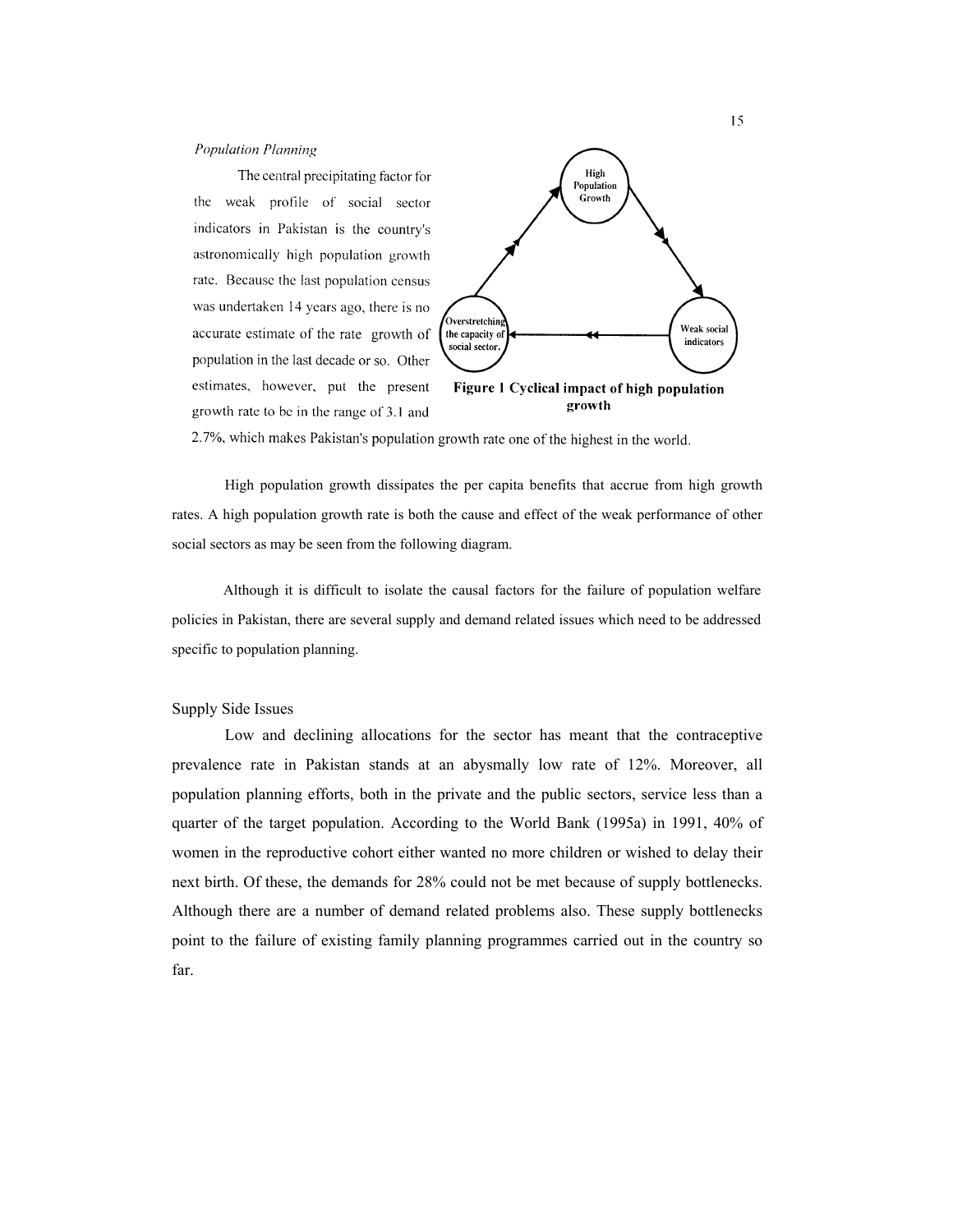*Population Planning*

The central precipitating factor for the weak profile of social sector indicators in Pakistan is the country's astronomically high population growth rate. Because the last population census was undertaken 14 years ago, there is no accurate estimate of the rate growth of population in the last decade or so. Other estimates, however, put the present growth rate to be in the range of 3.1 and 2.7%, which makes Pakistan's population growth rate one of the highest in the world.

**Figure 1 Cyclical impact of high population growth**

High population growth dissipates the per capita benefits that accrue from high growth rates. A high population growth rate is both the cause and effect of the weak performance of other social sectors as may be seen from the following diagram.

Although it is difficult to isolate the causal factors for the failure of population welfare policies in Pakistan, there are several supply and demand related issues which need to be addressed specific to population planning.

## Supply Side Issues

Low and declining allocations for the sector has meant that the contraceptive prevalence rate in Pakistan stands at an abysmally low rate of 12%. Moreover, all population planning efforts, both in the private and the public sectors, service less than a quarter of the target population. According to the World Bank (1995a) in 1991, 40% of women in the reproductive cohort either wanted no more children or wished to delay their next birth. Of these, the demands for 28% could not be met because of supply bottlenecks. Although there are a number of demand related problems also. These supply bottlenecks point to the failure of existing family planning programmes carried out in the country so far.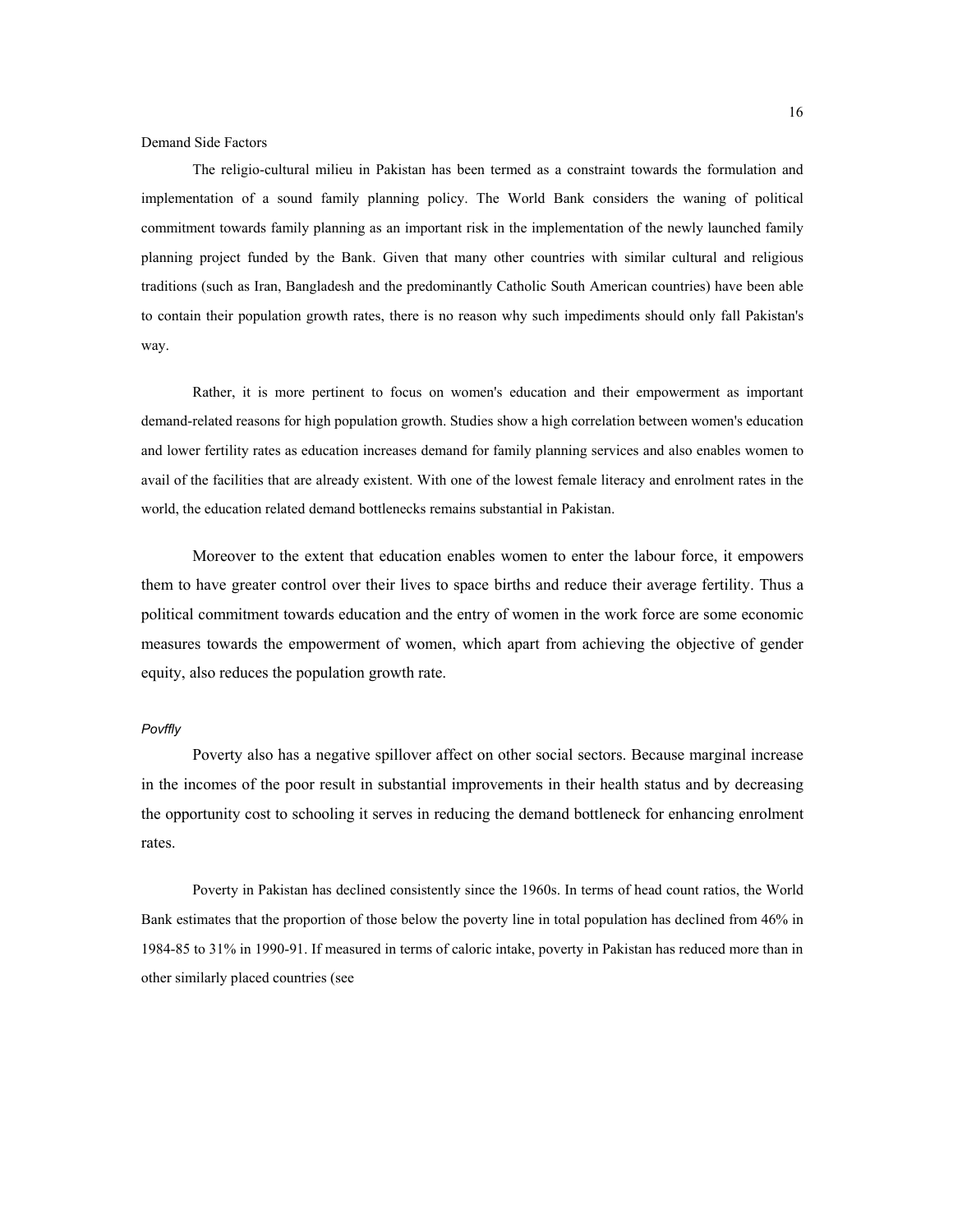Demand Side Factors

The religio-cultural milieu in Pakistan has been termed as a constraint towards the formulation and implementation of a sound family planning policy. The World Bank considers the waning of political commitment towards family planning as an important risk in the implementation of the newly launched family planning project funded by the Bank. Given that many other countries with similar cultural and religious traditions (such as Iran, Bangladesh and the predominantly Catholic South American countries) have been able to contain their population growth rates, there is no reason why such impediments should only fall Pakistan's way.

Rather, it is more pertinent to focus on women's education and their empowerment as important demand-related reasons for high population growth. Studies show a high correlation between women's education and lower fertility rates as education increases demand for family planning services and also enables women to avail of the facilities that are already existent. With one of the lowest female literacy and enrolment rates in the world, the education related demand bottlenecks remains substantial in Pakistan.

Moreover to the extent that education enables women to enter the labour force, it empowers them to have greater control over their lives to space births and reduce their average fertility. Thus a political commitment towards education and the entry of women in the work force are some economic measures towards the empowerment of women, which apart from achieving the objective of gender equity, also reduces the population growth rate.

*Povffly*

Poverty also has a negative spillover affect on other social sectors. Because marginal increase in the incomes of the poor result in substantial improvements in their health status and by decreasing the opportunity cost to schooling it serves in reducing the demand bottleneck for enhancing enrolment rates.

Poverty in Pakistan has declined consistently since the 1960s. In terms of head count ratios, the World Bank estimates that the proportion of those below the poverty line in total population has declined from 46% in 1984-85 to 31% in 1990-91. If measured in terms of caloric intake, poverty in Pakistan has reduced more than in other similarly placed countries (see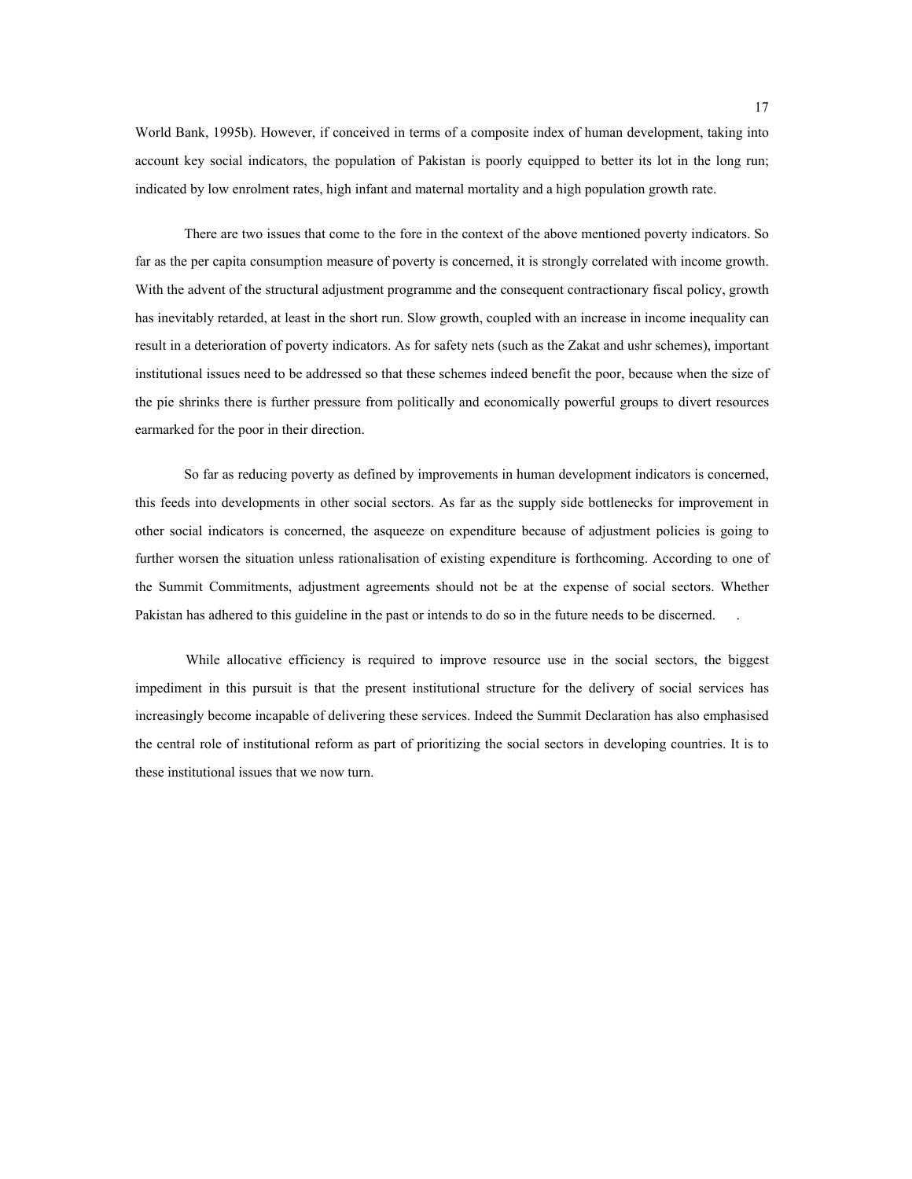World Bank, 1995b). However, if conceived in terms of a composite index of human development, taking into account key social indicators, the population of Pakistan is poorly equipped to better its lot in the long run; indicated by low enrolment rates, high infant and maternal mortality and a high population growth rate.

There are two issues that come to the fore in the context of the above mentioned poverty indicators. So far as the per capita consumption measure of poverty is concerned, it is strongly correlated with income growth. With the advent of the structural adjustment programme and the consequent contractionary fiscal policy, growth has inevitably retarded, at least in the short run. Slow growth, coupled with an increase in income inequality can result in a deterioration of poverty indicators. As for safety nets (such as the Zakat and ushr schemes), important institutional issues need to be addressed so that these schemes indeed benefit the poor, because when the size of the pie shrinks there is further pressure from politically and economically powerful groups to divert resources earmarked for the poor in their direction.

So far as reducing poverty as defined by improvements in human development indicators is concerned, this feeds into developments in other social sectors. As far as the supply side bottlenecks for improvement in other social indicators is concerned, the asqueeze on expenditure because of adjustment policies is going to further worsen the situation unless rationalisation of existing expenditure is forthcoming. According to one of the Summit Commitments, adjustment agreements should not be at the expense of social sectors. Whether Pakistan has adhered to this guideline in the past or intends to do so in the future needs to be discerned. .

While allocative efficiency is required to improve resource use in the social sectors, the biggest impediment in this pursuit is that the present institutional structure for the delivery of social services has increasingly become incapable of delivering these services. Indeed the Summit Declaration has also emphasised the central role of institutional reform as part of prioritizing the social sectors in developing countries. It is to these institutional issues that we now turn.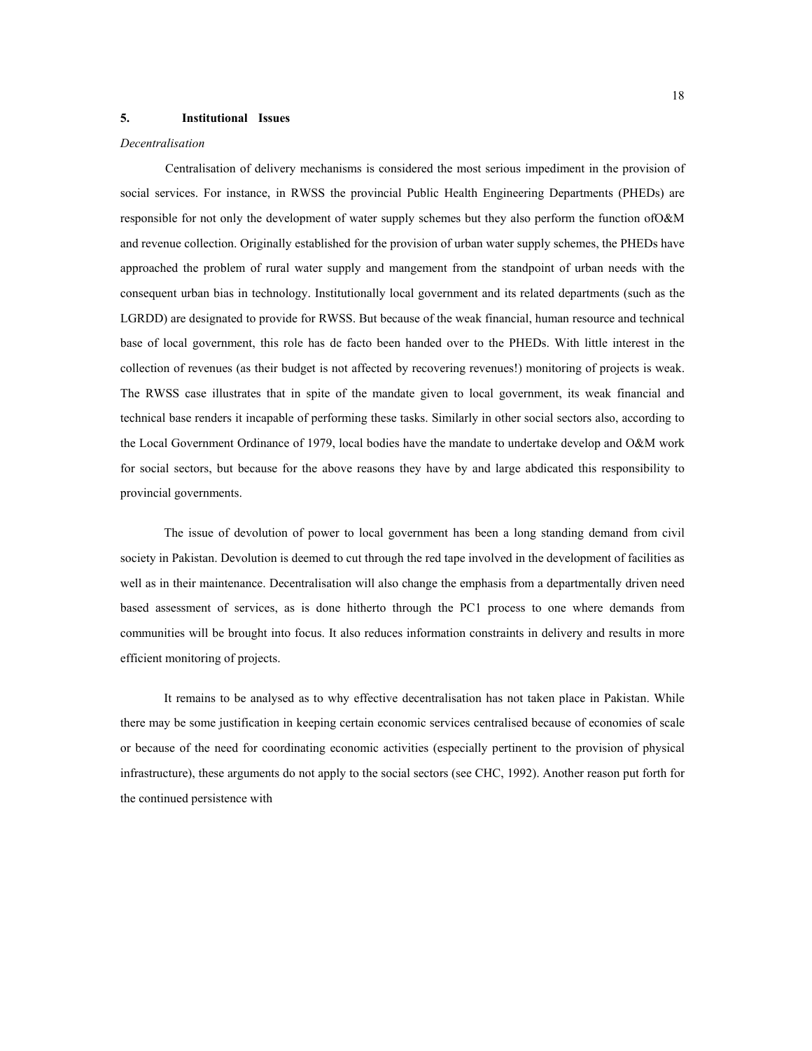## 5. Institutional Issues

*Decentralisation*

Centralisation of delivery mechanisms is considered the most serious impediment in the provision of social services. For instance, in RWSS the provincial Public Health Engineering Departments (PHEDs) are responsible for not only the development of water supply schemes but they also perform the function ofO&M and revenue collection. Originally established for the provision of urban water supply schemes, the PHEDs have approached the problem of rural water supply and mangement from the standpoint of urban needs with the consequent urban bias in technology. Institutionally local government and its related departments (such as the LGRDD) are designated to provide for RWSS. But because of the weak financial, human resource and technical base of local government, this role has de facto been handed over to the PHEDs. With little interest in the collection of revenues (as their budget is not affected by recovering revenues!) monitoring of projects is weak. The RWSS case illustrates that in spite of the mandate given to local government, its weak financial and technical base renders it incapable of performing these tasks. Similarly in other social sectors also, according to the Local Government Ordinance of 1979, local bodies have the mandate to undertake develop and O&M work for social sectors, but because for the above reasons they have by and large abdicated this responsibility to provincial governments.

The issue of devolution of power to local government has been a long standing demand from civil society in Pakistan. Devolution is deemed to cut through the red tape involved in the development of facilities as well as in their maintenance. Decentralisation will also change the emphasis from a departmentally driven need based assessment of services, as is done hitherto through the PC1 process to one where demands from communities will be brought into focus. It also reduces information constraints in delivery and results in more efficient monitoring of projects.

It remains to be analysed as to why effective decentralisation has not taken place in Pakistan. While there may be some justification in keeping certain economic services centralised because of economies of scale or because of the need for coordinating economic activities (especially pertinent to the provision of physical infrastructure), these arguments do not apply to the social sectors (see CHC, 1992). Another reason put forth for the continued persistence with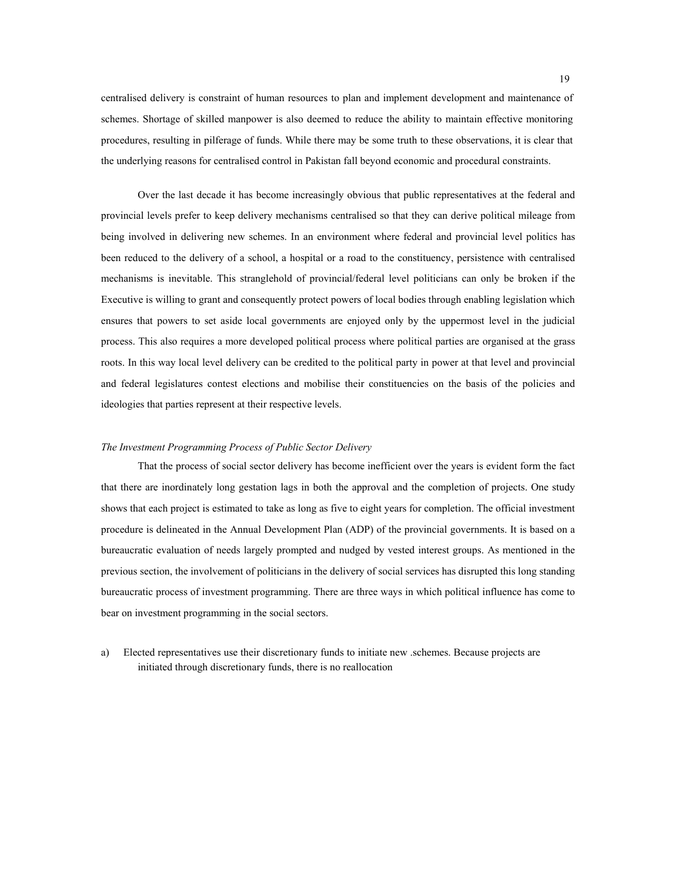centralised delivery is constraint of human resources to plan and implement development and maintenance of schemes. Shortage of skilled manpower is also deemed to reduce the ability to maintain effective monitoring procedures, resulting in pilferage of funds. While there may be some truth to these observations, it is clear that the underlying reasons for centralised control in Pakistan fall beyond economic and procedural constraints.

Over the last decade it has become increasingly obvious that public representatives at the federal and provincial levels prefer to keep delivery mechanisms centralised so that they can derive political mileage from being involved in delivering new schemes. In an environment where federal and provincial level politics has been reduced to the delivery of a school, a hospital or a road to the constituency, persistence with centralised mechanisms is inevitable. This stranglehold of provincial/federal level politicians can only be broken if the Executive is willing to grant and consequently protect powers of local bodies through enabling legislation which ensures that powers to set aside local governments are enjoyed only by the uppermost level in the judicial process. This also requires a more developed political process where political parties are organised at the grass roots. In this way local level delivery can be credited to the political party in power at that level and provincial and federal legislatures contest elections and mobilise their constituencies on the basis of the policies and ideologies that parties represent at their respective levels.

*The Investment Programming Process of Public Sector Delivery*

That the process of social sector delivery has become inefficient over the years is evident form the fact that there are inordinately long gestation lags in both the approval and the completion of projects. One study shows that each project is estimated to take as long as five to eight years for completion. The official investment procedure is delineated in the Annual Development Plan (ADP) of the provincial governments. It is based on a bureaucratic evaluation of needs largely prompted and nudged by vested interest groups. As mentioned in the previous section, the involvement of politicians in the delivery of social services has disrupted this long standing bureaucratic process of investment programming. There are three ways in which political influence has come to bear on investment programming in the social sectors.

a) Elected representatives use their discretionary funds to initiate new .schemes. Because projects are initiated through discretionary funds, there is no reallocation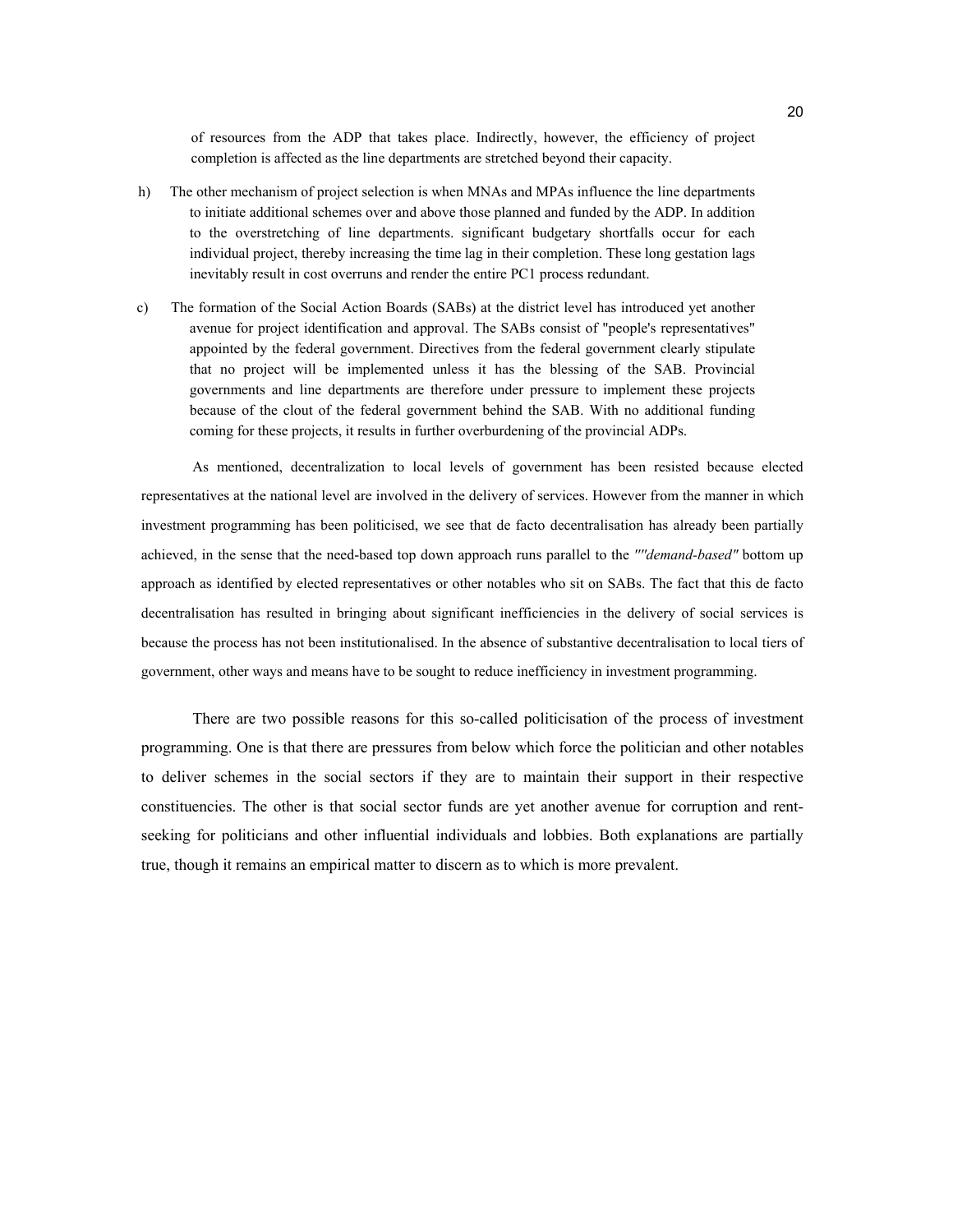of resources from the ADP that takes place. Indirectly, however, the efficiency of project completion is affected as the line departments are stretched beyond their capacity.

h) The other mechanism of project selection is when MNAs and MPAs influence the line departments to initiate additional schemes over and above those planned and funded by the ADP. In addition to the overstretching of line departments. significant budgetary shortfalls occur for each individual project, thereby increasing the time lag in their completion. These long gestation lags inevitably result in cost overruns and render the entire PC1 process redundant.

c) The formation of the Social Action Boards (SABs) at the district level has introduced yet another avenue for project identification and approval. The SABs consist of "people's representatives" appointed by the federal government. Directives from the federal government clearly stipulate that no project will be implemented unless it has the blessing of the SAB. Provincial governments and line departments are therefore under pressure to implement these projects because of the clout of the federal government behind the SAB. With no additional funding coming for these projects, it results in further overburdening of the provincial ADPs.

As mentioned, decentralization to local levels of government has been resisted because elected representatives at the national level are involved in the delivery of services. However from the manner in which investment programming has been politicised, we see that de facto decentralisation has already been partially achieved, in the sense that the need-based top down approach runs parallel to the *""demand-based"* bottom up approach as identified by elected representatives or other notables who sit on SABs. The fact that this de facto decentralisation has resulted in bringing about significant inefficiencies in the delivery of social services is because the process has not been institutionalised. In the absence of substantive decentralisation to local tiers of government, other ways and means have to be sought to reduce inefficiency in investment programming.

There are two possible reasons for this so-called politicisation of the process of investment programming. One is that there are pressures from below which force the politician and other notables to deliver schemes in the social sectors if they are to maintain their support in their respective constituencies. The other is that social sector funds are yet another avenue for corruption and rent-seeking for politicians and other influential individuals and lobbies. Both explanations are partially true, though it remains an empirical matter to discern as to which is more prevalent.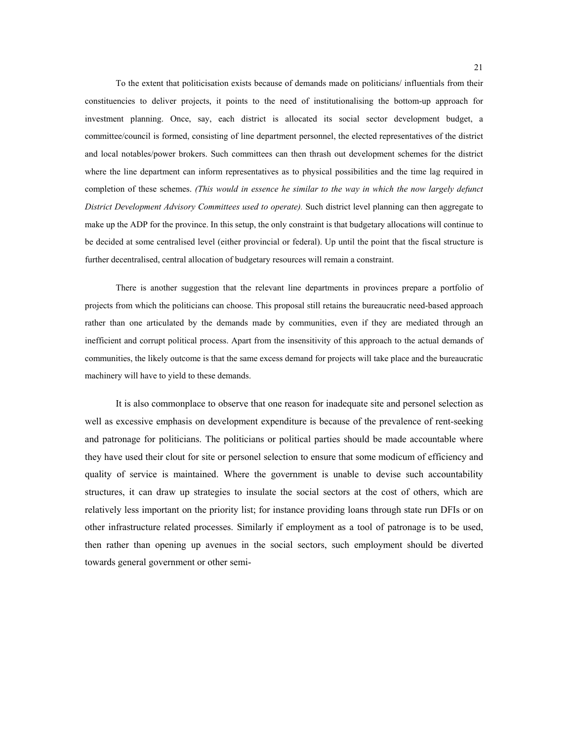To the extent that politicisation exists because of demands made on politicians/ influentials from their constituencies to deliver projects, it points to the need of institutionalising the bottom-up approach for investment planning. Once, say, each district is allocated its social sector development budget, a committee/council is formed, consisting of line department personnel, the elected representatives of the district and local notables/power brokers. Such committees can then thrash out development schemes for the district where the line department can inform representatives as to physical possibilities and the time lag required in completion of these schemes. *(This would in essence he similar to the way in which the now largely defunct District Development Advisory Committees used to operate).* Such district level planning can then aggregate to make up the ADP for the province. In this setup, the only constraint is that budgetary allocations will continue to be decided at some centralised level (either provincial or federal). Up until the point that the fiscal structure is further decentralised, central allocation of budgetary resources will remain a constraint.

There is another suggestion that the relevant line departments in provinces prepare a portfolio of projects from which the politicians can choose. This proposal still retains the bureaucratic need-based approach rather than one articulated by the demands made by communities, even if they are mediated through an inefficient and corrupt political process. Apart from the insensitivity of this approach to the actual demands of communities, the likely outcome is that the same excess demand for projects will take place and the bureaucratic machinery will have to yield to these demands.

It is also commonplace to observe that one reason for inadequate site and personel selection as well as excessive emphasis on development expenditure is because of the prevalence of rent-seeking and patronage for politicians. The politicians or political parties should be made accountable where they have used their clout for site or personel selection to ensure that some modicum of efficiency and quality of service is maintained. Where the government is unable to devise such accountability structures, it can draw up strategies to insulate the social sectors at the cost of others, which are relatively less important on the priority list; for instance providing loans through state run DFIs or on other infrastructure related processes. Similarly if employment as a tool of patronage is to be used, then rather than opening up avenues in the social sectors, such employment should be diverted towards general government or other semi-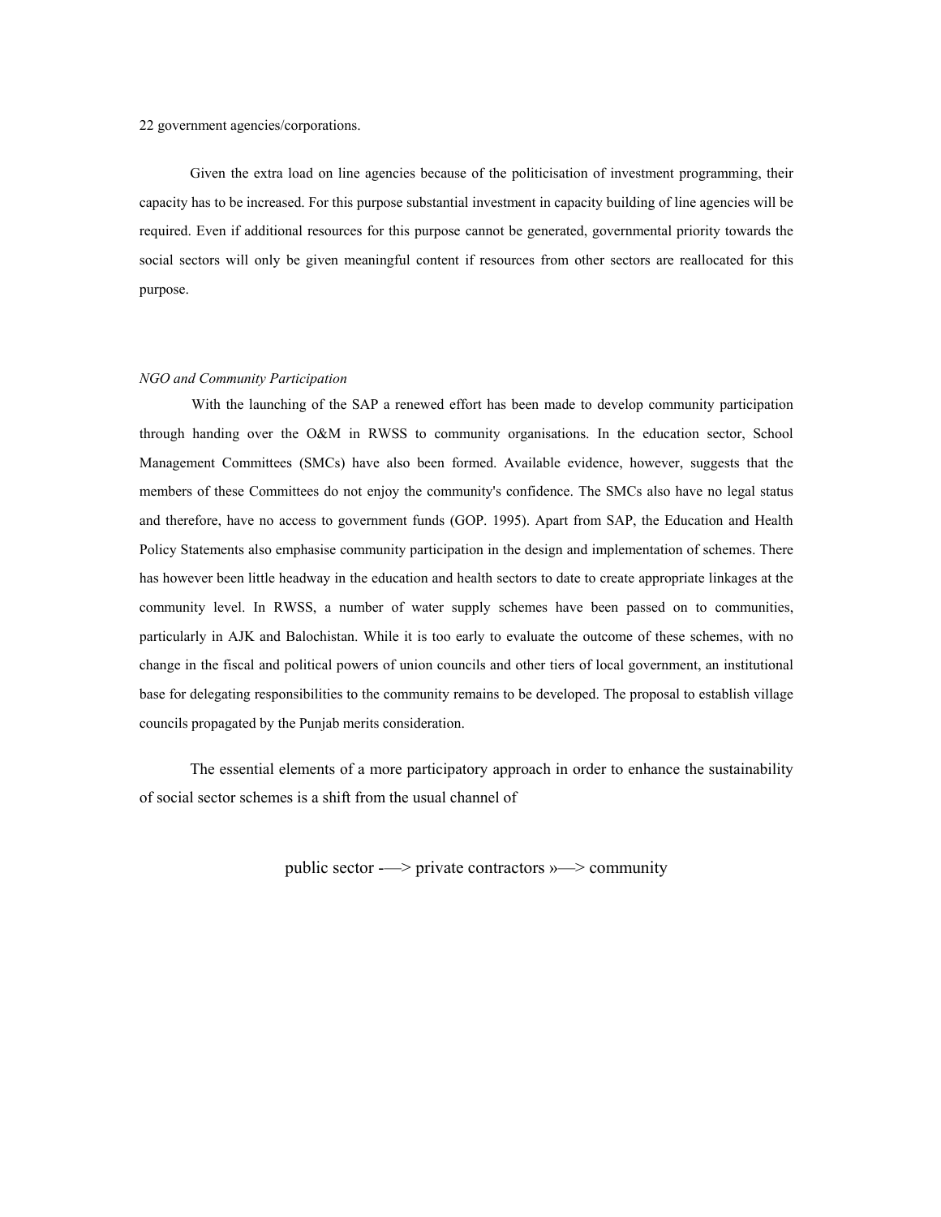22 government agencies/corporations.

Given the extra load on line agencies because of the politicisation of investment programming, their capacity has to be increased. For this purpose substantial investment in capacity building of line agencies will be required. Even if additional resources for this purpose cannot be generated, governmental priority towards the social sectors will only be given meaningful content if resources from other sectors are reallocated for this purpose.

*NGO and Community Participation*

With the launching of the SAP a renewed effort has been made to develop community participation through handing over the O&M in RWSS to community organisations. In the education sector, School Management Committees (SMCs) have also been formed. Available evidence, however, suggests that the members of these Committees do not enjoy the community's confidence. The SMCs also have no legal status and therefore, have no access to government funds (GOP. 1995). Apart from SAP, the Education and Health Policy Statements also emphasise community participation in the design and implementation of schemes. There has however been little headway in the education and health sectors to date to create appropriate linkages at the community level. In RWSS, a number of water supply schemes have been passed on to communities, particularly in AJK and Balochistan. While it is too early to evaluate the outcome of these schemes, with no change in the fiscal and political powers of union councils and other tiers of local government, an institutional base for delegating responsibilities to the community remains to be developed. The proposal to establish village councils propagated by the Punjab merits consideration.

The essential elements of a more participatory approach in order to enhance the sustainability of social sector schemes is a shift from the usual channel of

public sector -—> private contractors »—> community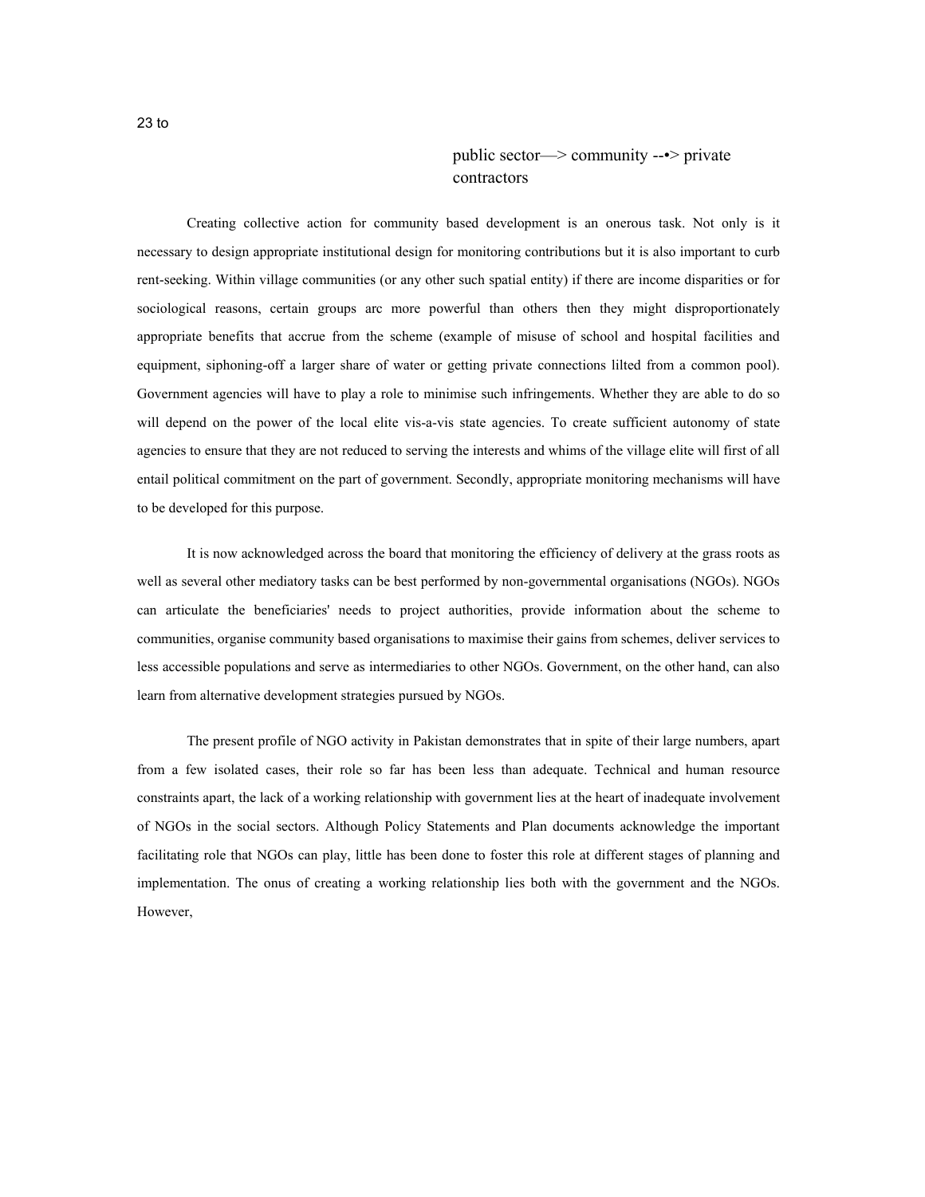23 to

public sector—> community --•> private contractors

Creating collective action for community based development is an onerous task. Not only is it necessary to design appropriate institutional design for monitoring contributions but it is also important to curb rent-seeking. Within village communities (or any other such spatial entity) if there are income disparities or for sociological reasons, certain groups arc more powerful than others then they might disproportionately appropriate benefits that accrue from the scheme (example of misuse of school and hospital facilities and equipment, siphoning-off a larger share of water or getting private connections lilted from a common pool). Government agencies will have to play a role to minimise such infringements. Whether they are able to do so will depend on the power of the local elite vis-a-vis state agencies. To create sufficient autonomy of state agencies to ensure that they are not reduced to serving the interests and whims of the village elite will first of all entail political commitment on the part of government. Secondly, appropriate monitoring mechanisms will have to be developed for this purpose.

It is now acknowledged across the board that monitoring the efficiency of delivery at the grass roots as well as several other mediatory tasks can be best performed by non-governmental organisations (NGOs). NGOs can articulate the beneficiaries' needs to project authorities, provide information about the scheme to communities, organise community based organisations to maximise their gains from schemes, deliver services to less accessible populations and serve as intermediaries to other NGOs. Government, on the other hand, can also learn from alternative development strategies pursued by NGOs.

The present profile of NGO activity in Pakistan demonstrates that in spite of their large numbers, apart from a few isolated cases, their role so far has been less than adequate. Technical and human resource constraints apart, the lack of a working relationship with government lies at the heart of inadequate involvement of NGOs in the social sectors. Although Policy Statements and Plan documents acknowledge the important facilitating role that NGOs can play, little has been done to foster this role at different stages of planning and implementation. The onus of creating a working relationship lies both with the government and the NGOs. However,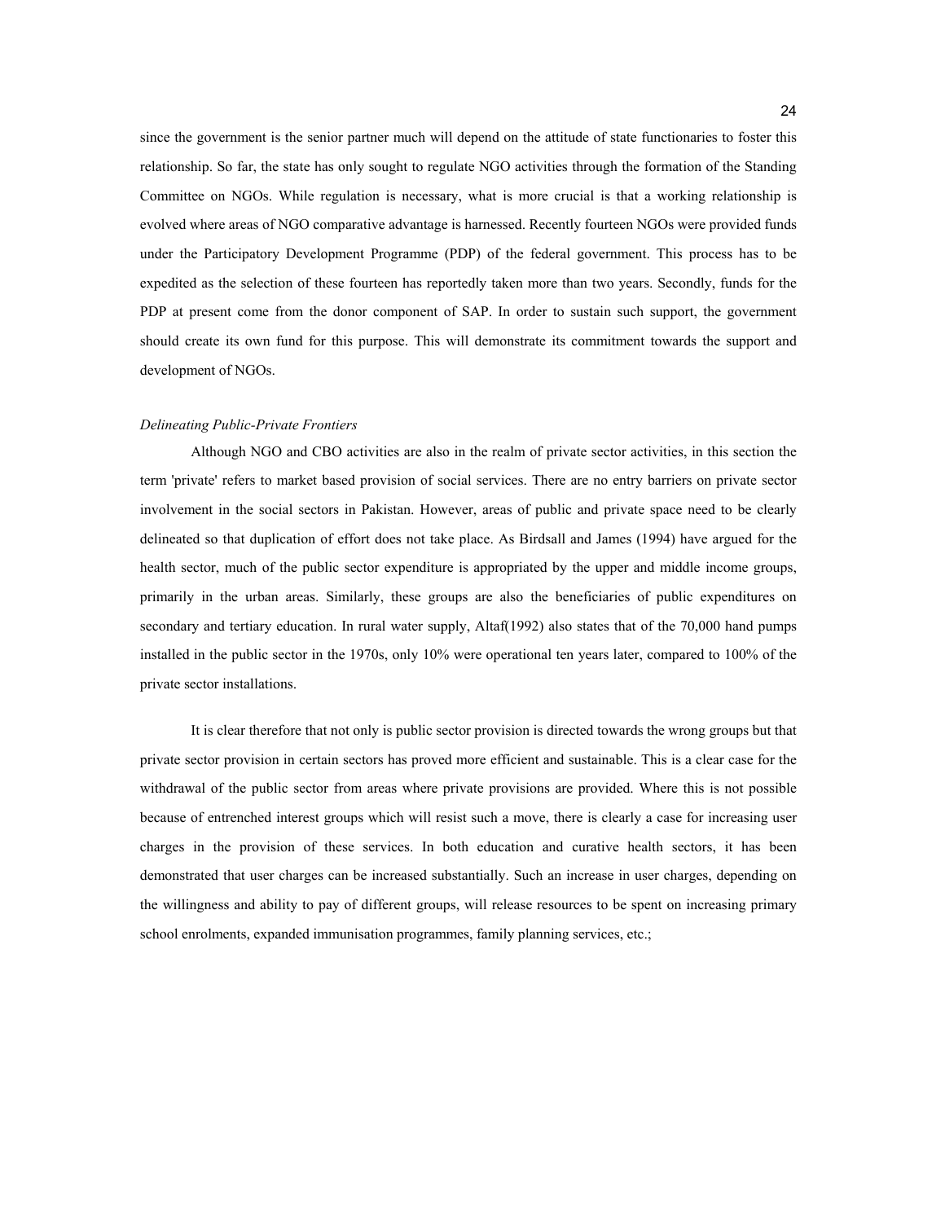since the government is the senior partner much will depend on the attitude of state functionaries to foster this relationship. So far, the state has only sought to regulate NGO activities through the formation of the Standing Committee on NGOs. While regulation is necessary, what is more crucial is that a working relationship is evolved where areas of NGO comparative advantage is harnessed. Recently fourteen NGOs were provided funds under the Participatory Development Programme (PDP) of the federal government. This process has to be expedited as the selection of these fourteen has reportedly taken more than two years. Secondly, funds for the PDP at present come from the donor component of SAP. In order to sustain such support, the government should create its own fund for this purpose. This will demonstrate its commitment towards the support and development of NGOs.

*Delineating Public-Private Frontiers*

Although NGO and CBO activities are also in the realm of private sector activities, in this section the term 'private' refers to market based provision of social services. There are no entry barriers on private sector involvement in the social sectors in Pakistan. However, areas of public and private space need to be clearly delineated so that duplication of effort does not take place. As Birdsall and James (1994) have argued for the health sector, much of the public sector expenditure is appropriated by the upper and middle income groups, primarily in the urban areas. Similarly, these groups are also the beneficiaries of public expenditures on secondary and tertiary education. In rural water supply, Altaf(1992) also states that of the 70,000 hand pumps installed in the public sector in the 1970s, only 10% were operational ten years later, compared to 100% of the private sector installations.

It is clear therefore that not only is public sector provision is directed towards the wrong groups but that private sector provision in certain sectors has proved more efficient and sustainable. This is a clear case for the withdrawal of the public sector from areas where private provisions are provided. Where this is not possible because of entrenched interest groups which will resist such a move, there is clearly a case for increasing user charges in the provision of these services. In both education and curative health sectors, it has been demonstrated that user charges can be increased substantially. Such an increase in user charges, depending on the willingness and ability to pay of different groups, will release resources to be spent on increasing primary school enrolments, expanded immunisation programmes, family planning services, etc.;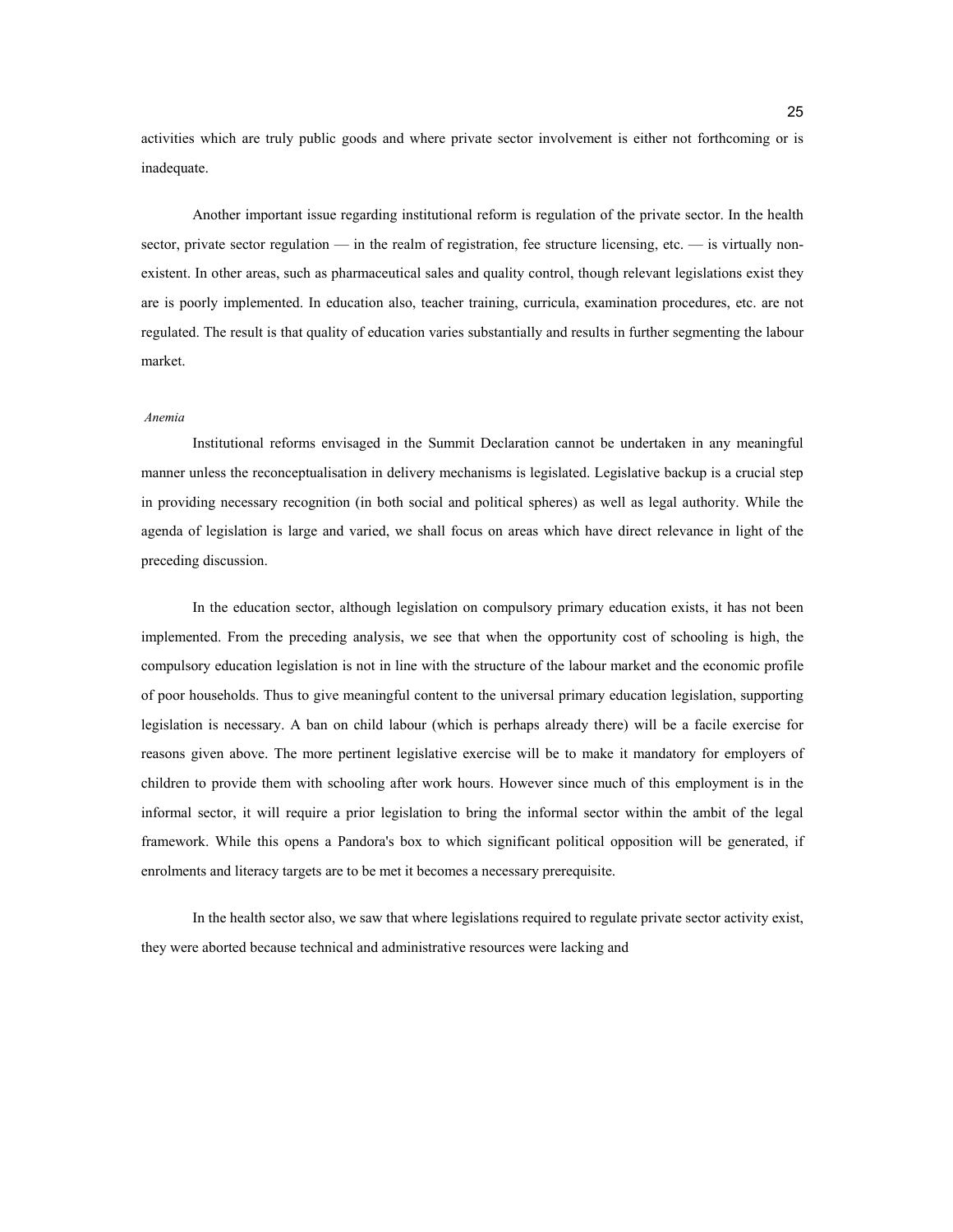activities which are truly public goods and where private sector involvement is either not forthcoming or is inadequate.

Another important issue regarding institutional reform is regulation of the private sector. In the health sector, private sector regulation — in the realm of registration, fee structure licensing, etc. — is virtually non-existent. In other areas, such as pharmaceutical sales and quality control, though relevant legislations exist they are is poorly implemented. In education also, teacher training, curricula, examination procedures, etc. are not regulated. The result is that quality of education varies substantially and results in further segmenting the labour market.

*Anemia*

Institutional reforms envisaged in the Summit Declaration cannot be undertaken in any meaningful manner unless the reconceptualisation in delivery mechanisms is legislated. Legislative backup is a crucial step in providing necessary recognition (in both social and political spheres) as well as legal authority. While the agenda of legislation is large and varied, we shall focus on areas which have direct relevance in light of the preceding discussion.

In the education sector, although legislation on compulsory primary education exists, it has not been implemented. From the preceding analysis, we see that when the opportunity cost of schooling is high, the compulsory education legislation is not in line with the structure of the labour market and the economic profile of poor households. Thus to give meaningful content to the universal primary education legislation, supporting legislation is necessary. A ban on child labour (which is perhaps already there) will be a facile exercise for reasons given above. The more pertinent legislative exercise will be to make it mandatory for employers of children to provide them with schooling after work hours. However since much of this employment is in the informal sector, it will require a prior legislation to bring the informal sector within the ambit of the legal framework. While this opens a Pandora's box to which significant political opposition will be generated, if enrolments and literacy targets are to be met it becomes a necessary prerequisite.

In the health sector also, we saw that where legislations required to regulate private sector activity exist, they were aborted because technical and administrative resources were lacking and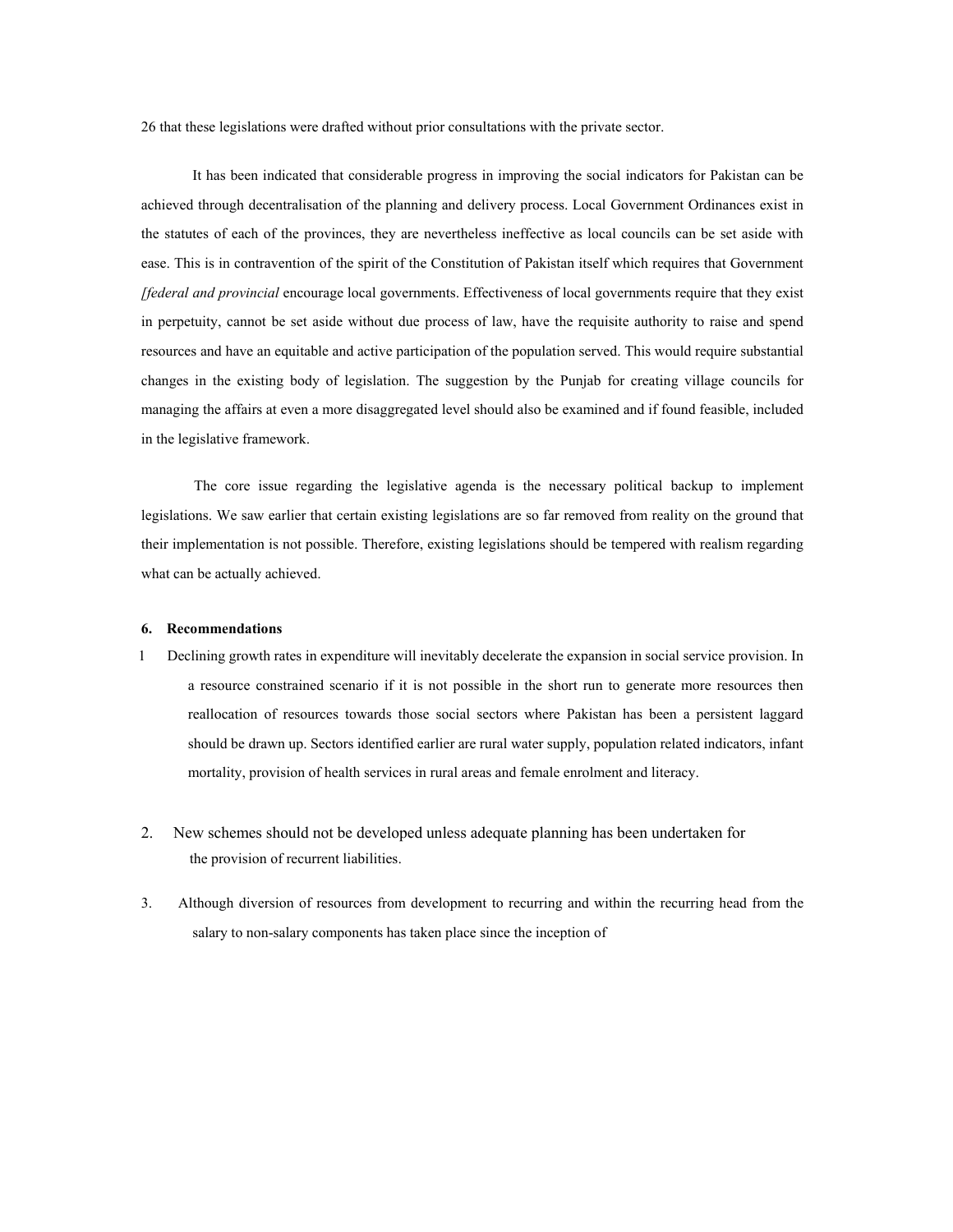26 that these legislations were drafted without prior consultations with the private sector.

It has been indicated that considerable progress in improving the social indicators for Pakistan can be achieved through decentralisation of the planning and delivery process. Local Government Ordinances exist in the statutes of each of the provinces, they are nevertheless ineffective as local councils can be set aside with ease. This is in contravention of the spirit of the Constitution of Pakistan itself which requires that Government *[federal and provincial* encourage local governments. Effectiveness of local governments require that they exist in perpetuity, cannot be set aside without due process of law, have the requisite authority to raise and spend resources and have an equitable and active participation of the population served. This would require substantial changes in the existing body of legislation. The suggestion by the Punjab for creating village councils for managing the affairs at even a more disaggregated level should also be examined and if found feasible, included in the legislative framework.

The core issue regarding the legislative agenda is the necessary political backup to implement legislations. We saw earlier that certain existing legislations are so far removed from reality on the ground that their implementation is not possible. Therefore, existing legislations should be tempered with realism regarding what can be actually achieved.

**6. Recommendations**

1. Declining growth rates in expenditure will inevitably decelerate the expansion in social service provision. In a resource constrained scenario if it is not possible in the short run to generate more resources then reallocation of resources towards those social sectors where Pakistan has been a persistent laggard should be drawn up. Sectors identified earlier are rural water supply, population related indicators, infant mortality, provision of health services in rural areas and female enrolment and literacy.

2. New schemes should not be developed unless adequate planning has been undertaken for the provision of recurrent liabilities.

3. Although diversion of resources from development to recurring and within the recurring head from the salary to non-salary components has taken place since the inception of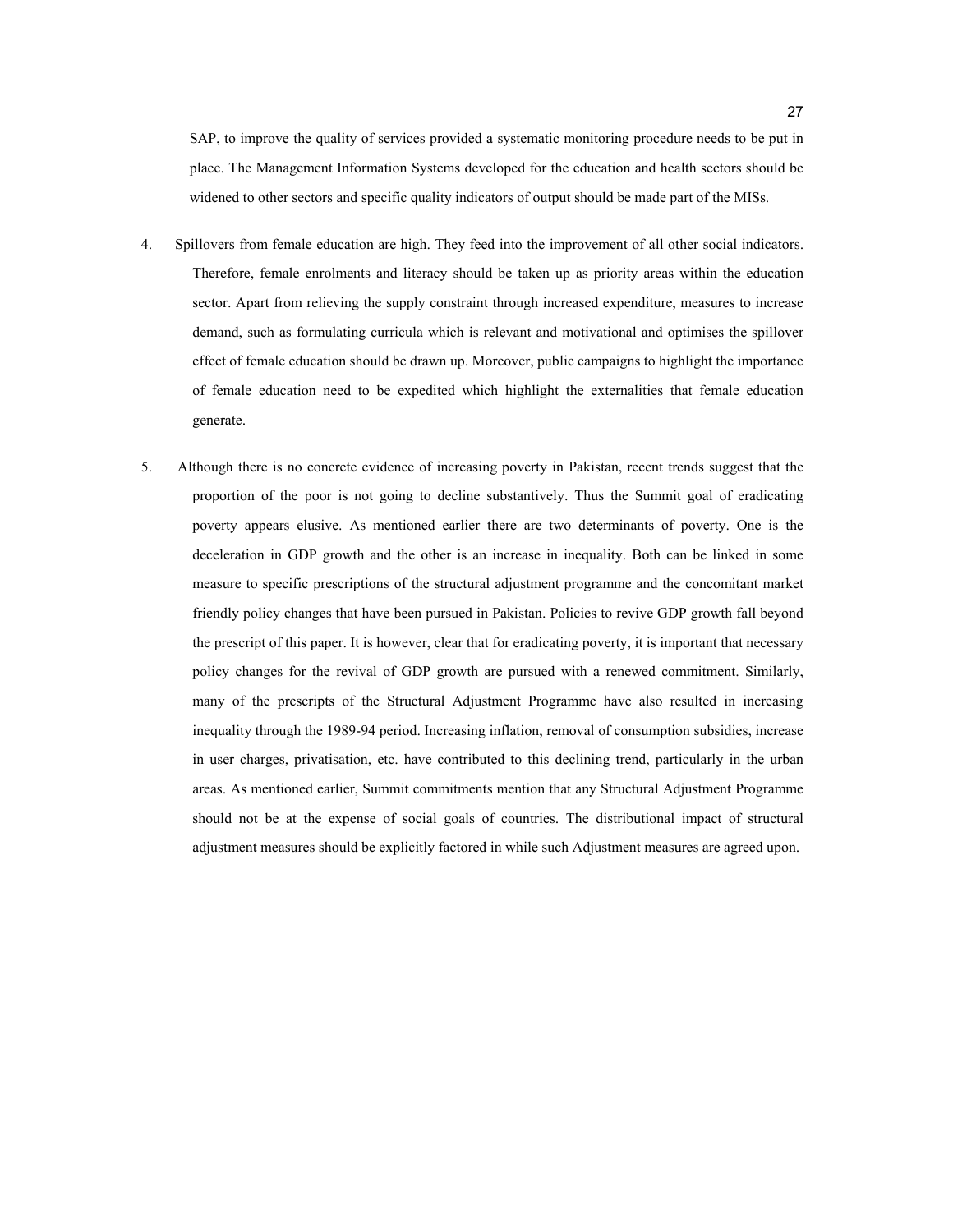SAP, to improve the quality of services provided a systematic monitoring procedure needs to be put in place. The Management Information Systems developed for the education and health sectors should be widened to other sectors and specific quality indicators of output should be made part of the MISs.

4. Spillovers from female education are high. They feed into the improvement of all other social indicators. Therefore, female enrolments and literacy should be taken up as priority areas within the education sector. Apart from relieving the supply constraint through increased expenditure, measures to increase demand, such as formulating curricula which is relevant and motivational and optimises the spillover effect of female education should be drawn up. Moreover, public campaigns to highlight the importance of female education need to be expedited which highlight the externalities that female education generate.

5. Although there is no concrete evidence of increasing poverty in Pakistan, recent trends suggest that the proportion of the poor is not going to decline substantively. Thus the Summit goal of eradicating poverty appears elusive. As mentioned earlier there are two determinants of poverty. One is the deceleration in GDP growth and the other is an increase in inequality. Both can be linked in some measure to specific prescriptions of the structural adjustment programme and the concomitant market friendly policy changes that have been pursued in Pakistan. Policies to revive GDP growth fall beyond the prescript of this paper. It is however, clear that for eradicating poverty, it is important that necessary policy changes for the revival of GDP growth are pursued with a renewed commitment. Similarly, many of the prescripts of the Structural Adjustment Programme have also resulted in increasing inequality through the 1989-94 period. Increasing inflation, removal of consumption subsidies, increase in user charges, privatisation, etc. have contributed to this declining trend, particularly in the urban areas. As mentioned earlier, Summit commitments mention that any Structural Adjustment Programme should not be at the expense of social goals of countries. The distributional impact of structural adjustment measures should be explicitly factored in while such Adjustment measures are agreed upon.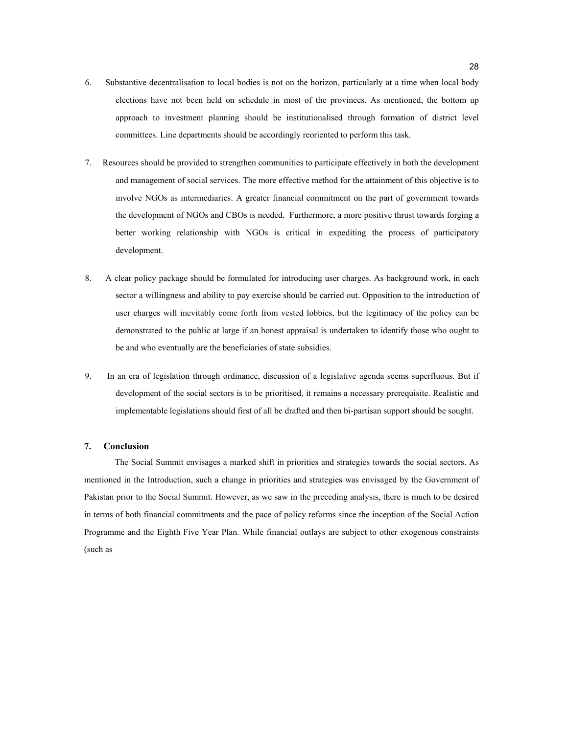6. Substantive decentralisation to local bodies is not on the horizon, particularly at a time when local body elections have not been held on schedule in most of the provinces. As mentioned, the bottom up approach to investment planning should be institutionalised through formation of district level committees. Line departments should be accordingly reoriented to perform this task.

7. Resources should be provided to strengthen communities to participate effectively in both the development and management of social services. The more effective method for the attainment of this objective is to involve NGOs as intermediaries. A greater financial commitment on the part of government towards the development of NGOs and CBOs is needed. Furthermore, a more positive thrust towards forging a better working relationship with NGOs is critical in expediting the process of participatory development.

8. A clear policy package should be formulated for introducing user charges. As background work, in each sector a willingness and ability to pay exercise should be carried out. Opposition to the introduction of user charges will inevitably come forth from vested lobbies, but the legitimacy of the policy can be demonstrated to the public at large if an honest appraisal is undertaken to identify those who ought to be and who eventually are the beneficiaries of state subsidies.

9. In an era of legislation through ordinance, discussion of a legislative agenda seems superfluous. But if development of the social sectors is to be prioritised, it remains a necessary prerequisite. Realistic and implementable legislations should first of all be drafted and then bi-partisan support should be sought.

## 7. Conclusion

The Social Summit envisages a marked shift in priorities and strategies towards the social sectors. As mentioned in the Introduction, such a change in priorities and strategies was envisaged by the Government of Pakistan prior to the Social Summit. However, as we saw in the preceding analysis, there is much to be desired in terms of both financial commitments and the pace of policy reforms since the inception of the Social Action Programme and the Eighth Five Year Plan. While financial outlays are subject to other exogenous constraints (such as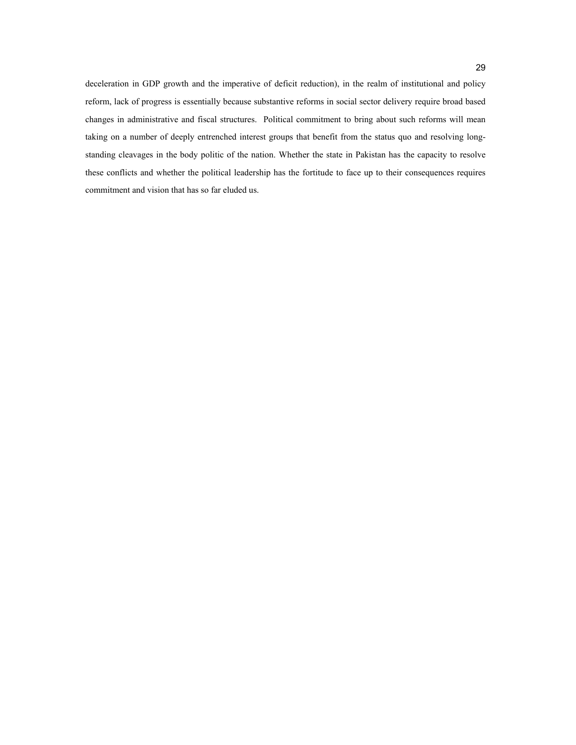deceleration in GDP growth and the imperative of deficit reduction), in the realm of institutional and policy reform, lack of progress is essentially because substantive reforms in social sector delivery require broad based changes in administrative and fiscal structures. Political commitment to bring about such reforms will mean taking on a number of deeply entrenched interest groups that benefit from the status quo and resolving long-standing cleavages in the body politic of the nation. Whether the state in Pakistan has the capacity to resolve these conflicts and whether the political leadership has the fortitude to face up to their consequences requires commitment and vision that has so far eluded us.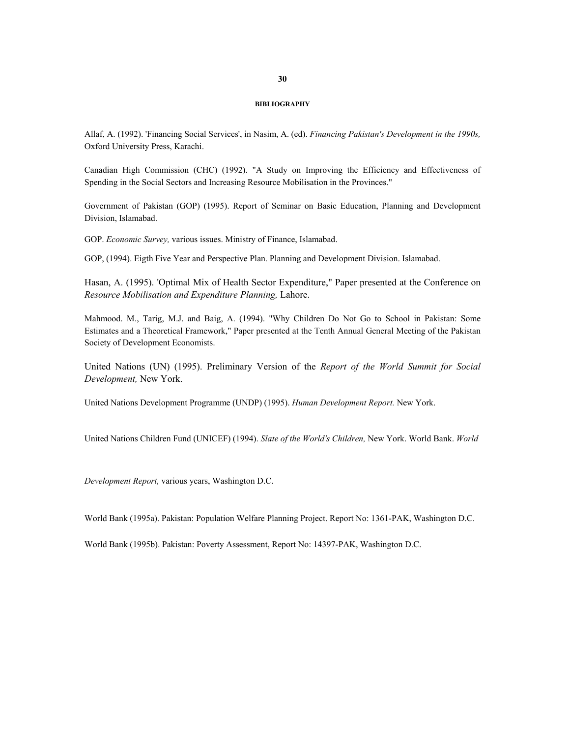## BIBLIOGRAPHY

Allaf, A. (1992). 'Financing Social Services', in Nasim, A. (ed). *Financing Pakistan's Development in the 1990s,* Oxford University Press, Karachi.

Canadian High Commission (CHC) (1992). "A Study on Improving the Efficiency and Effectiveness of Spending in the Social Sectors and Increasing Resource Mobilisation in the Provinces."

Government of Pakistan (GOP) (1995). Report of Seminar on Basic Education, Planning and Development Division, Islamabad.

GOP. *Economic Survey,* various issues. Ministry of Finance, Islamabad.

GOP, (1994). Eigth Five Year and Perspective Plan. Planning and Development Division. Islamabad.

Hasan, A. (1995). 'Optimal Mix of Health Sector Expenditure," Paper presented at the Conference on *Resource Mobilisation and Expenditure Planning,* Lahore.

Mahmood. M., Tarig, M.J. and Baig, A. (1994). "Why Children Do Not Go to School in Pakistan: Some Estimates and a Theoretical Framework," Paper presented at the Tenth Annual General Meeting of the Pakistan Society of Development Economists.

United Nations (UN) (1995). Preliminary Version of the *Report of the World Summit for Social Development,* New York.

United Nations Development Programme (UNDP) (1995). *Human Development Report.* New York.

United Nations Children Fund (UNICEF) (1994). *Slate of the World's Children,* New York. World Bank. *World Development Report,* various years, Washington D.C.

World Bank (1995a). Pakistan: Population Welfare Planning Project. Report No: 1361-PAK, Washington D.C.

World Bank (1995b). Pakistan: Poverty Assessment, Report No: 14397-PAK, Washington D.C.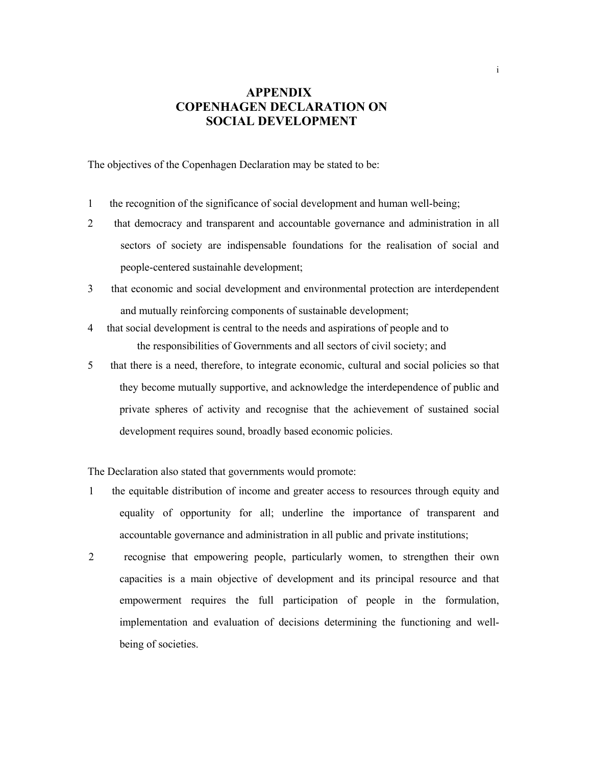# APPENDIX
# COPENHAGEN DECLARATION ON SOCIAL DEVELOPMENT

The objectives of the Copenhagen Declaration may be stated to be:

1 the recognition of the significance of social development and human well-being;

2 that democracy and transparent and accountable governance and administration in all sectors of society are indispensable foundations for the realisation of social and people-centered sustainahle development;

3 that economic and social development and environmental protection are interdependent and mutually reinforcing components of sustainable development;

4 that social development is central to the needs and aspirations of people and to the responsibilities of Governments and all sectors of civil society; and

5 that there is a need, therefore, to integrate economic, cultural and social policies so that they become mutually supportive, and acknowledge the interdependence of public and private spheres of activity and recognise that the achievement of sustained social development requires sound, broadly based economic policies.

The Declaration also stated that governments would promote:

1 the equitable distribution of income and greater access to resources through equity and equality of opportunity for all; underline the importance of transparent and accountable governance and administration in all public and private institutions;

2 recognise that empowering people, particularly women, to strengthen their own capacities is a main objective of development and its principal resource and that empowerment requires the full participation of people in the formulation, implementation and evaluation of decisions determining the functioning and well-being of societies.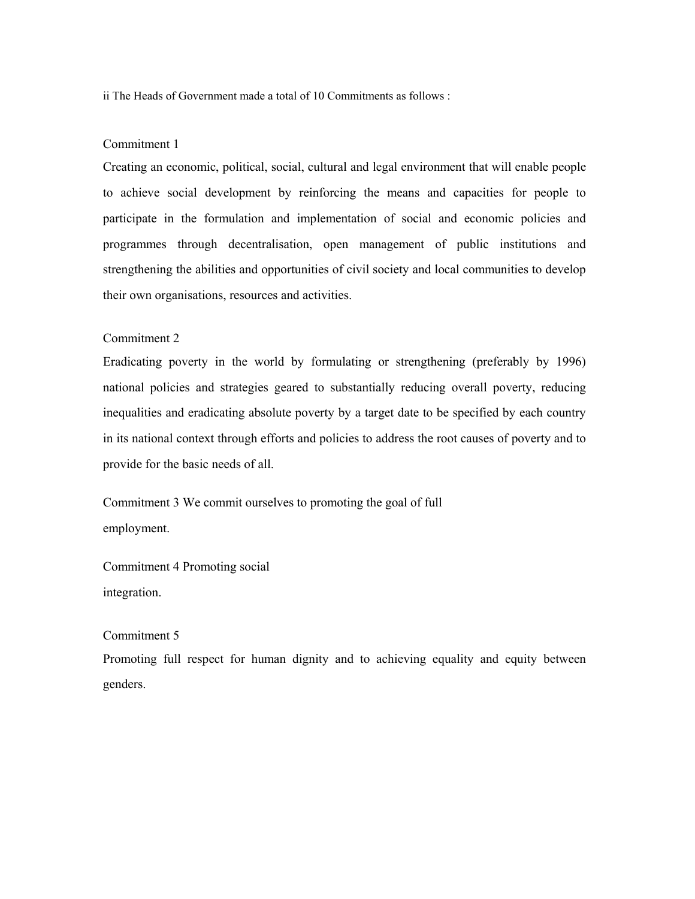ii The Heads of Government made a total of 10 Commitments as follows :

Commitment 1

Creating an economic, political, social, cultural and legal environment that will enable people to achieve social development by reinforcing the means and capacities for people to participate in the formulation and implementation of social and economic policies and programmes through decentralisation, open management of public institutions and strengthening the abilities and opportunities of civil society and local communities to develop their own organisations, resources and activities.

Commitment 2

Eradicating poverty in the world by formulating or strengthening (preferably by 1996) national policies and strategies geared to substantially reducing overall poverty, reducing inequalities and eradicating absolute poverty by a target date to be specified by each country in its national context through efforts and policies to address the root causes of poverty and to provide for the basic needs of all.

Commitment 3 We commit ourselves to promoting the goal of full employment.

Commitment 4 Promoting social integration.

Commitment 5

Promoting full respect for human dignity and to achieving equality and equity between genders.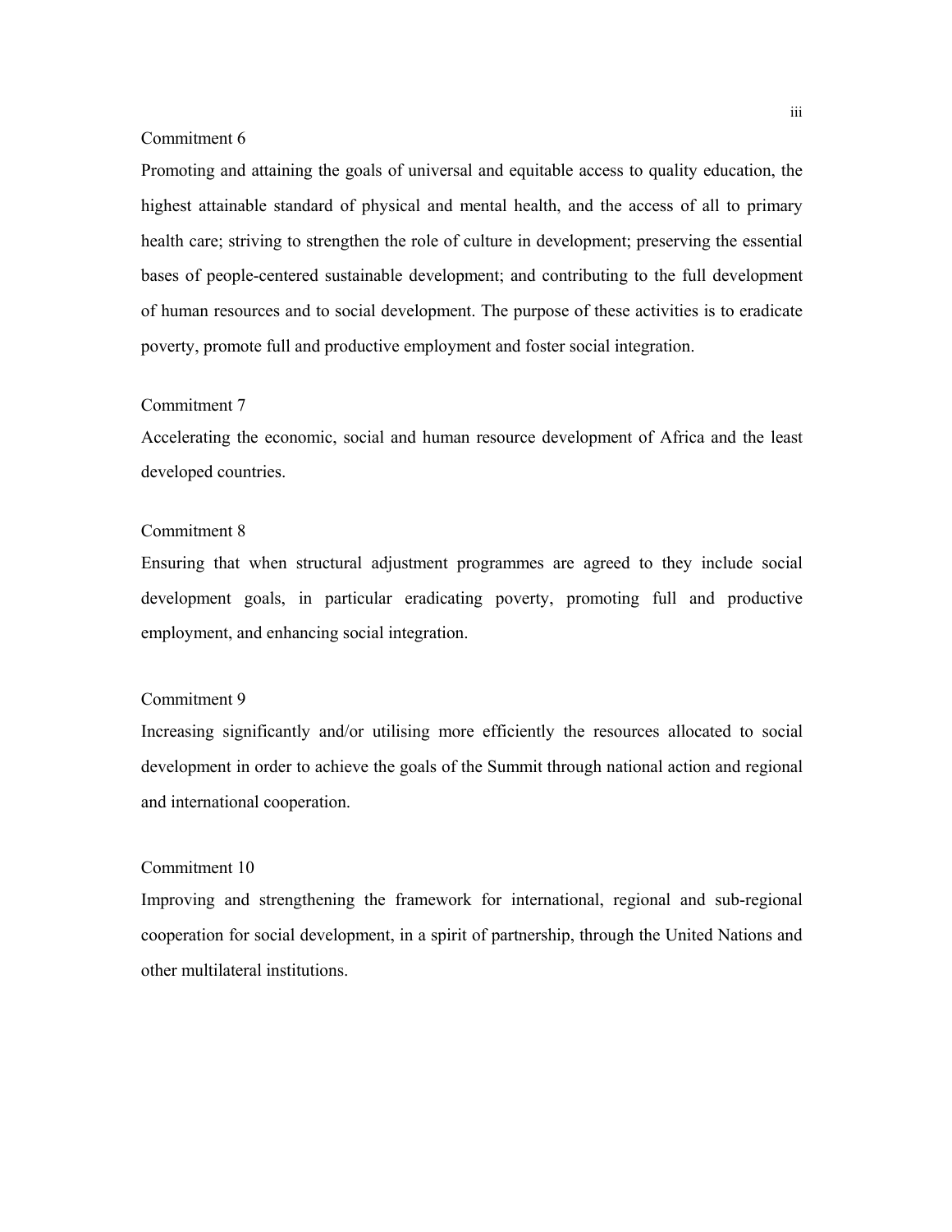Commitment 6

Promoting and attaining the goals of universal and equitable access to quality education, the highest attainable standard of physical and mental health, and the access of all to primary health care; striving to strengthen the role of culture in development; preserving the essential bases of people-centered sustainable development; and contributing to the full development of human resources and to social development. The purpose of these activities is to eradicate poverty, promote full and productive employment and foster social integration.

Commitment 7

Accelerating the economic, social and human resource development of Africa and the least developed countries.

Commitment 8

Ensuring that when structural adjustment programmes are agreed to they include social development goals, in particular eradicating poverty, promoting full and productive employment, and enhancing social integration.

Commitment 9

Increasing significantly and/or utilising more efficiently the resources allocated to social development in order to achieve the goals of the Summit through national action and regional and international cooperation.

Commitment 10

Improving and strengthening the framework for international, regional and sub-regional cooperation for social development, in a spirit of partnership, through the United Nations and other multilateral institutions.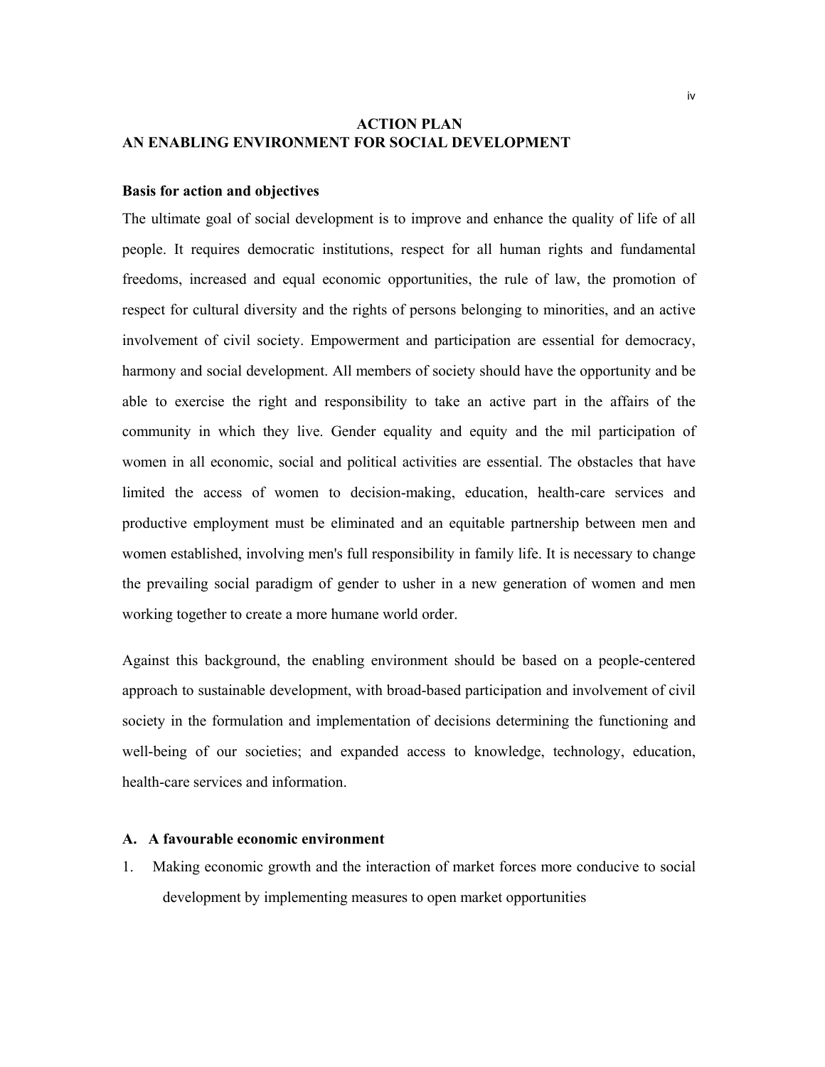# ACTION PLAN
## AN ENABLING ENVIRONMENT FOR SOCIAL DEVELOPMENT

**Basis for action and objectives**

The ultimate goal of social development is to improve and enhance the quality of life of all people. It requires democratic institutions, respect for all human rights and fundamental freedoms, increased and equal economic opportunities, the rule of law, the promotion of respect for cultural diversity and the rights of persons belonging to minorities, and an active involvement of civil society. Empowerment and participation are essential for democracy, harmony and social development. All members of society should have the opportunity and be able to exercise the right and responsibility to take an active part in the affairs of the community in which they live. Gender equality and equity and the mil participation of women in all economic, social and political activities are essential. The obstacles that have limited the access of women to decision-making, education, health-care services and productive employment must be eliminated and an equitable partnership between men and women established, involving men's full responsibility in family life. It is necessary to change the prevailing social paradigm of gender to usher in a new generation of women and men working together to create a more humane world order.

Against this background, the enabling environment should be based on a people-centered approach to sustainable development, with broad-based participation and involvement of civil society in the formulation and implementation of decisions determining the functioning and well-being of our societies; and expanded access to knowledge, technology, education, health-care services and information.

**A. A favourable economic environment**

1. Making economic growth and the interaction of market forces more conducive to social development by implementing measures to open market opportunities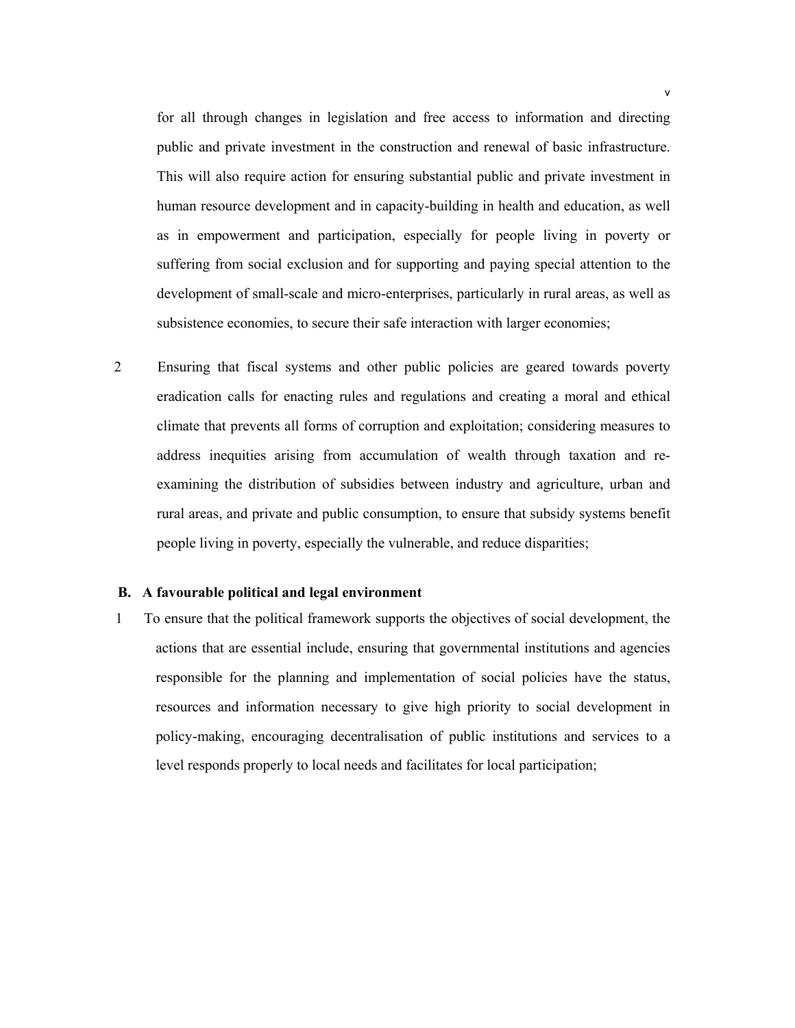for all through changes in legislation and free access to information and directing public and private investment in the construction and renewal of basic infrastructure. This will also require action for ensuring substantial public and private investment in human resource development and in capacity-building in health and education, as well as in empowerment and participation, especially for people living in poverty or suffering from social exclusion and for supporting and paying special attention to the development of small-scale and micro-enterprises, particularly in rural areas, as well as subsistence economies, to secure their safe interaction with larger economies;

2 Ensuring that fiscal systems and other public policies are geared towards poverty eradication calls for enacting rules and regulations and creating a moral and ethical climate that prevents all forms of corruption and exploitation; considering measures to address inequities arising from accumulation of wealth through taxation and re-examining the distribution of subsidies between industry and agriculture, urban and rural areas, and private and public consumption, to ensure that subsidy systems benefit people living in poverty, especially the vulnerable, and reduce disparities;

**B. A favourable political and legal environment**

1 To ensure that the political framework supports the objectives of social development, the actions that are essential include, ensuring that governmental institutions and agencies responsible for the planning and implementation of social policies have the status, resources and information necessary to give high priority to social development in policy-making, encouraging decentralisation of public institutions and services to a level responds properly to local needs and facilitates for local participation;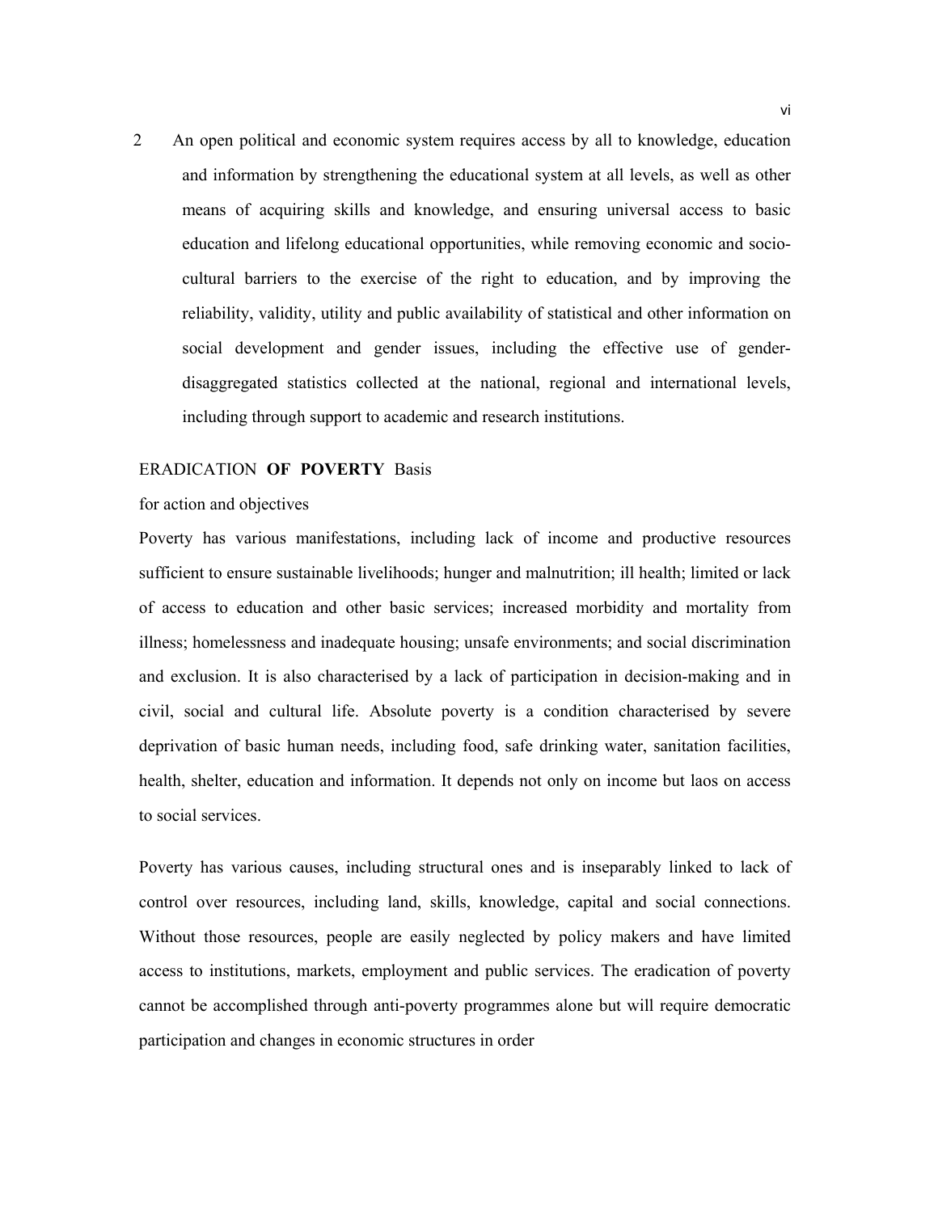2 An open political and economic system requires access by all to knowledge, education and information by strengthening the educational system at all levels, as well as other means of acquiring skills and knowledge, and ensuring universal access to basic education and lifelong educational opportunities, while removing economic and socio-cultural barriers to the exercise of the right to education, and by improving the reliability, validity, utility and public availability of statistical and other information on social development and gender issues, including the effective use of gender-disaggregated statistics collected at the national, regional and international levels, including through support to academic and research institutions.

ERADICATION **OF POVERTY** Basis for action and objectives

Poverty has various manifestations, including lack of income and productive resources sufficient to ensure sustainable livelihoods; hunger and malnutrition; ill health; limited or lack of access to education and other basic services; increased morbidity and mortality from illness; homelessness and inadequate housing; unsafe environments; and social discrimination and exclusion. It is also characterised by a lack of participation in decision-making and in civil, social and cultural life. Absolute poverty is a condition characterised by severe deprivation of basic human needs, including food, safe drinking water, sanitation facilities, health, shelter, education and information. It depends not only on income but laos on access to social services.

Poverty has various causes, including structural ones and is inseparably linked to lack of control over resources, including land, skills, knowledge, capital and social connections. Without those resources, people are easily neglected by policy makers and have limited access to institutions, markets, employment and public services. The eradication of poverty cannot be accomplished through anti-poverty programmes alone but will require democratic participation and changes in economic structures in order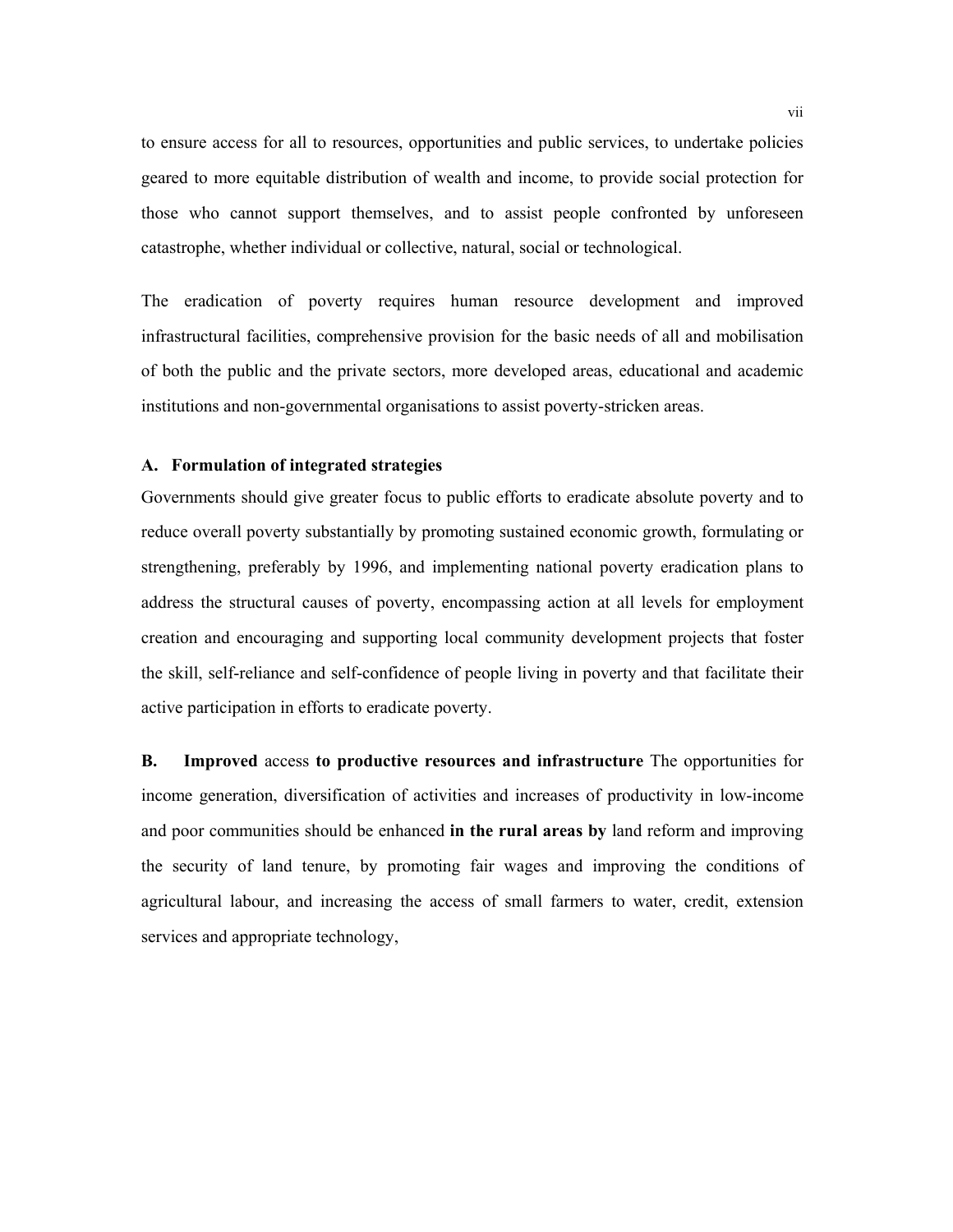to ensure access for all to resources, opportunities and public services, to undertake policies geared to more equitable distribution of wealth and income, to provide social protection for those who cannot support themselves, and to assist people confronted by unforeseen catastrophe, whether individual or collective, natural, social or technological.

The eradication of poverty requires human resource development and improved infrastructural facilities, comprehensive provision for the basic needs of all and mobilisation of both the public and the private sectors, more developed areas, educational and academic institutions and non-governmental organisations to assist poverty-stricken areas.

**A. Formulation of integrated strategies**

Governments should give greater focus to public efforts to eradicate absolute poverty and to reduce overall poverty substantially by promoting sustained economic growth, formulating or strengthening, preferably by 1996, and implementing national poverty eradication plans to address the structural causes of poverty, encompassing action at all levels for employment creation and encouraging and supporting local community development projects that foster the skill, self-reliance and self-confidence of people living in poverty and that facilitate their active participation in efforts to eradicate poverty.

**B. Improved** access **to productive resources and infrastructure** The opportunities for income generation, diversification of activities and increases of productivity in low-income and poor communities should be enhanced **in the rural areas by** land reform and improving the security of land tenure, by promoting fair wages and improving the conditions of agricultural labour, and increasing the access of small farmers to water, credit, extension services and appropriate technology,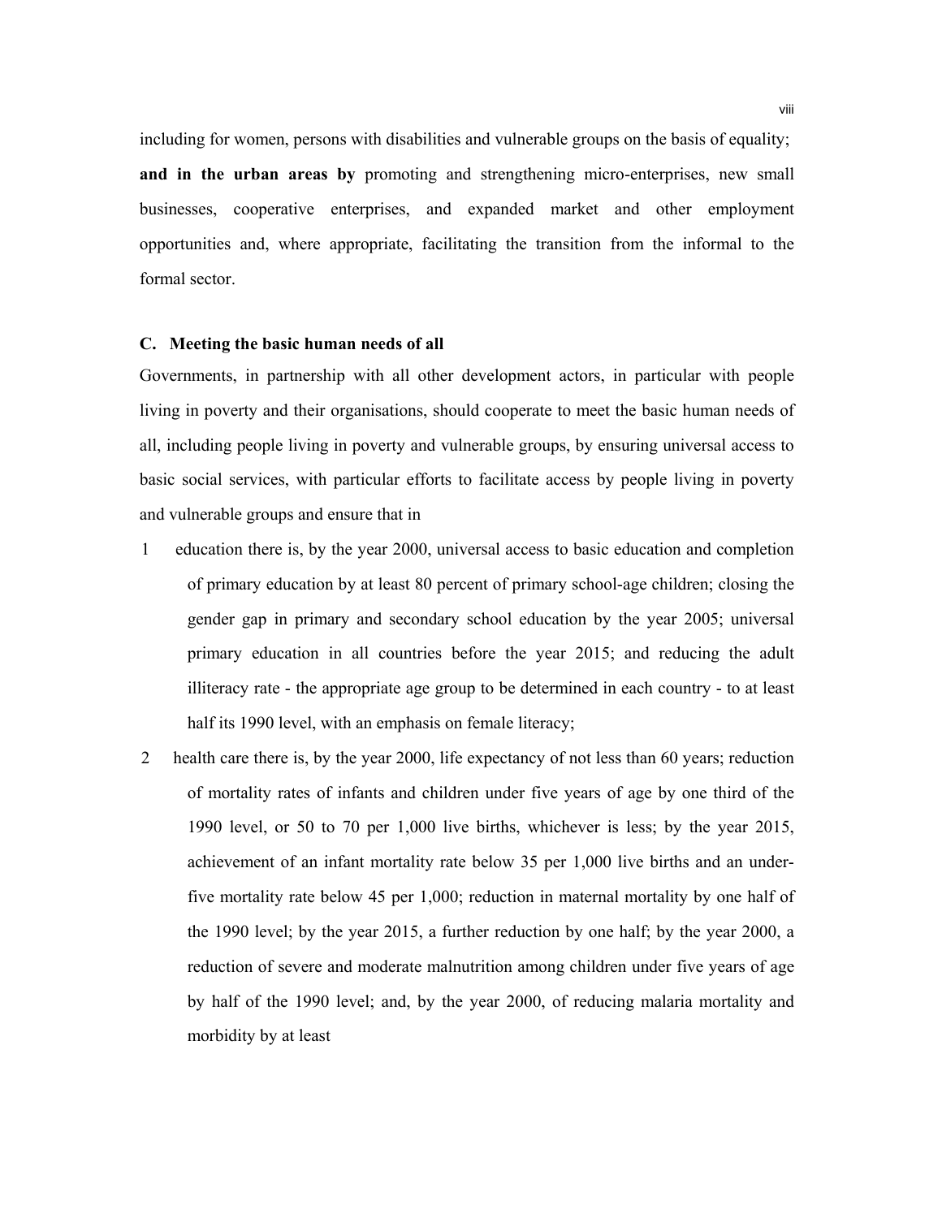including for women, persons with disabilities and vulnerable groups on the basis of equality; **and in the urban areas by** promoting and strengthening micro-enterprises, new small businesses, cooperative enterprises, and expanded market and other employment opportunities and, where appropriate, facilitating the transition from the informal to the formal sector.

**C. Meeting the basic human needs of all**

Governments, in partnership with all other development actors, in particular with people living in poverty and their organisations, should cooperate to meet the basic human needs of all, including people living in poverty and vulnerable groups, by ensuring universal access to basic social services, with particular efforts to facilitate access by people living in poverty and vulnerable groups and ensure that in

1. education there is, by the year 2000, universal access to basic education and completion of primary education by at least 80 percent of primary school-age children; closing the gender gap in primary and secondary school education by the year 2005; universal primary education in all countries before the year 2015; and reducing the adult illiteracy rate - the appropriate age group to be determined in each country - to at least half its 1990 level, with an emphasis on female literacy;
2. health care there is, by the year 2000, life expectancy of not less than 60 years; reduction of mortality rates of infants and children under five years of age by one third of the 1990 level, or 50 to 70 per 1,000 live births, whichever is less; by the year 2015, achievement of an infant mortality rate below 35 per 1,000 live births and an under-five mortality rate below 45 per 1,000; reduction in maternal mortality by one half of the 1990 level; by the year 2015, a further reduction by one half; by the year 2000, a reduction of severe and moderate malnutrition among children under five years of age by half of the 1990 level; and, by the year 2000, of reducing malaria mortality and morbidity by at least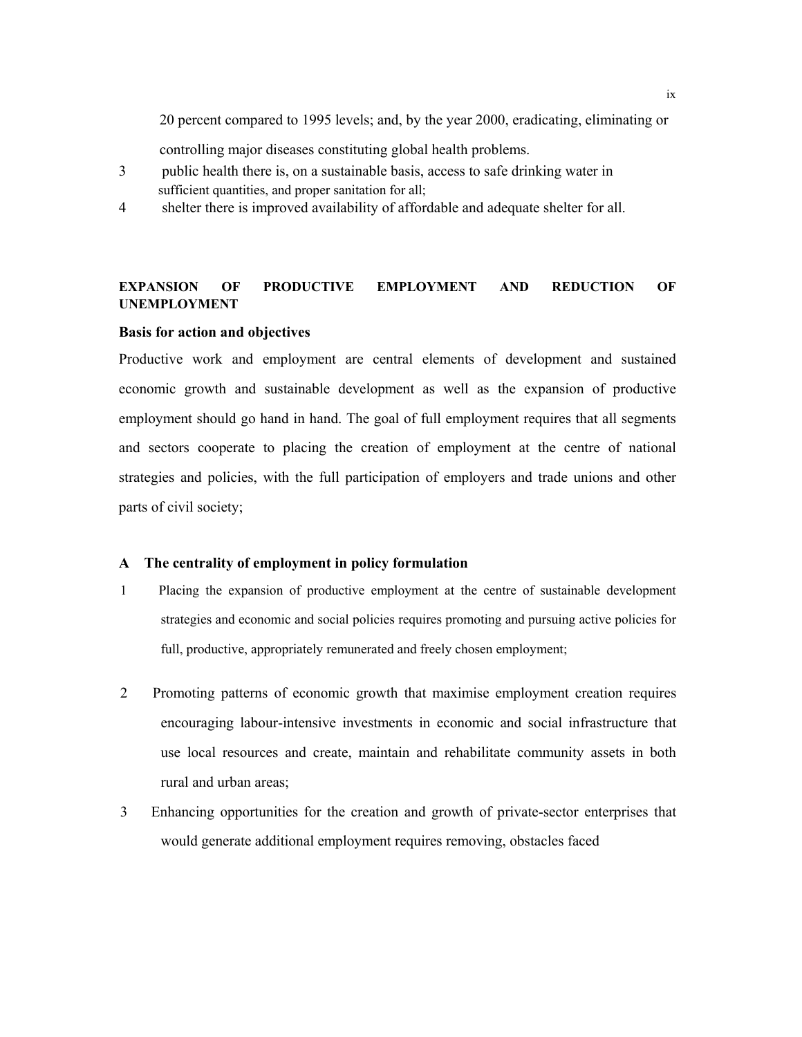20 percent compared to 1995 levels; and, by the year 2000, eradicating, eliminating or controlling major diseases constituting global health problems.

3 public health there is, on a sustainable basis, access to safe drinking water in sufficient quantities, and proper sanitation for all;

4 shelter there is improved availability of affordable and adequate shelter for all.

## EXPANSION OF PRODUCTIVE EMPLOYMENT AND REDUCTION OF UNEMPLOYMENT

### Basis for action and objectives

Productive work and employment are central elements of development and sustained economic growth and sustainable development as well as the expansion of productive employment should go hand in hand. The goal of full employment requires that all segments and sectors cooperate to placing the creation of employment at the centre of national strategies and policies, with the full participation of employers and trade unions and other parts of civil society;

### A The centrality of employment in policy formulation

1 Placing the expansion of productive employment at the centre of sustainable development strategies and economic and social policies requires promoting and pursuing active policies for full, productive, appropriately remunerated and freely chosen employment;

2 Promoting patterns of economic growth that maximise employment creation requires encouraging labour-intensive investments in economic and social infrastructure that use local resources and create, maintain and rehabilitate community assets in both rural and urban areas;

3 Enhancing opportunities for the creation and growth of private-sector enterprises that would generate additional employment requires removing, obstacles faced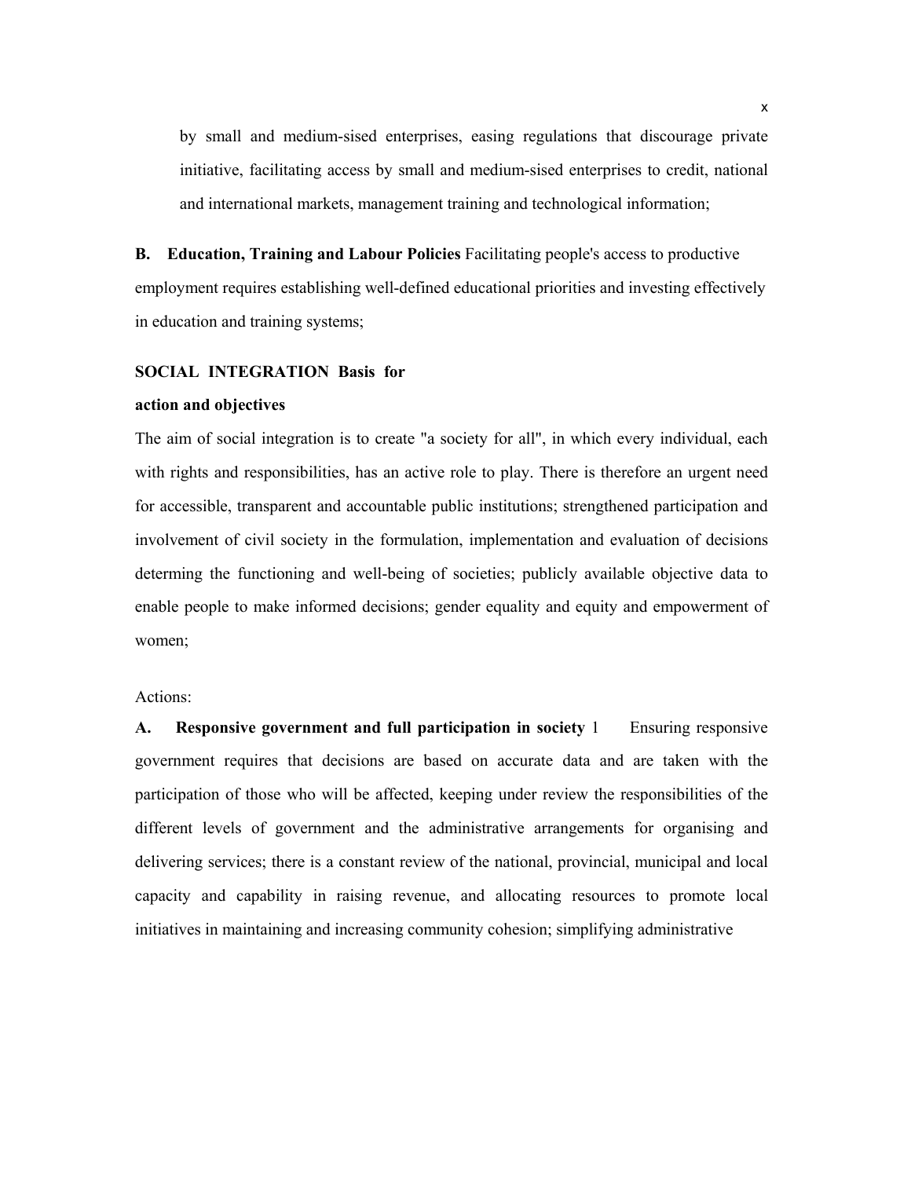by small and medium-sised enterprises, easing regulations that discourage private initiative, facilitating access by small and medium-sised enterprises to credit, national and international markets, management training and technological information;

**B. Education, Training and Labour Policies** Facilitating people's access to productive employment requires establishing well-defined educational priorities and investing effectively in education and training systems;

**SOCIAL INTEGRATION Basis for action and objectives**

The aim of social integration is to create "a society for all", in which every individual, each with rights and responsibilities, has an active role to play. There is therefore an urgent need for accessible, transparent and accountable public institutions; strengthened participation and involvement of civil society in the formulation, implementation and evaluation of decisions determing the functioning and well-being of societies; publicly available objective data to enable people to make informed decisions; gender equality and equity and empowerment of women;

Actions:

**A. Responsive government and full participation in society** 1 Ensuring responsive government requires that decisions are based on accurate data and are taken with the participation of those who will be affected, keeping under review the responsibilities of the different levels of government and the administrative arrangements for organising and delivering services; there is a constant review of the national, provincial, municipal and local capacity and capability in raising revenue, and allocating resources to promote local initiatives in maintaining and increasing community cohesion; simplifying administrative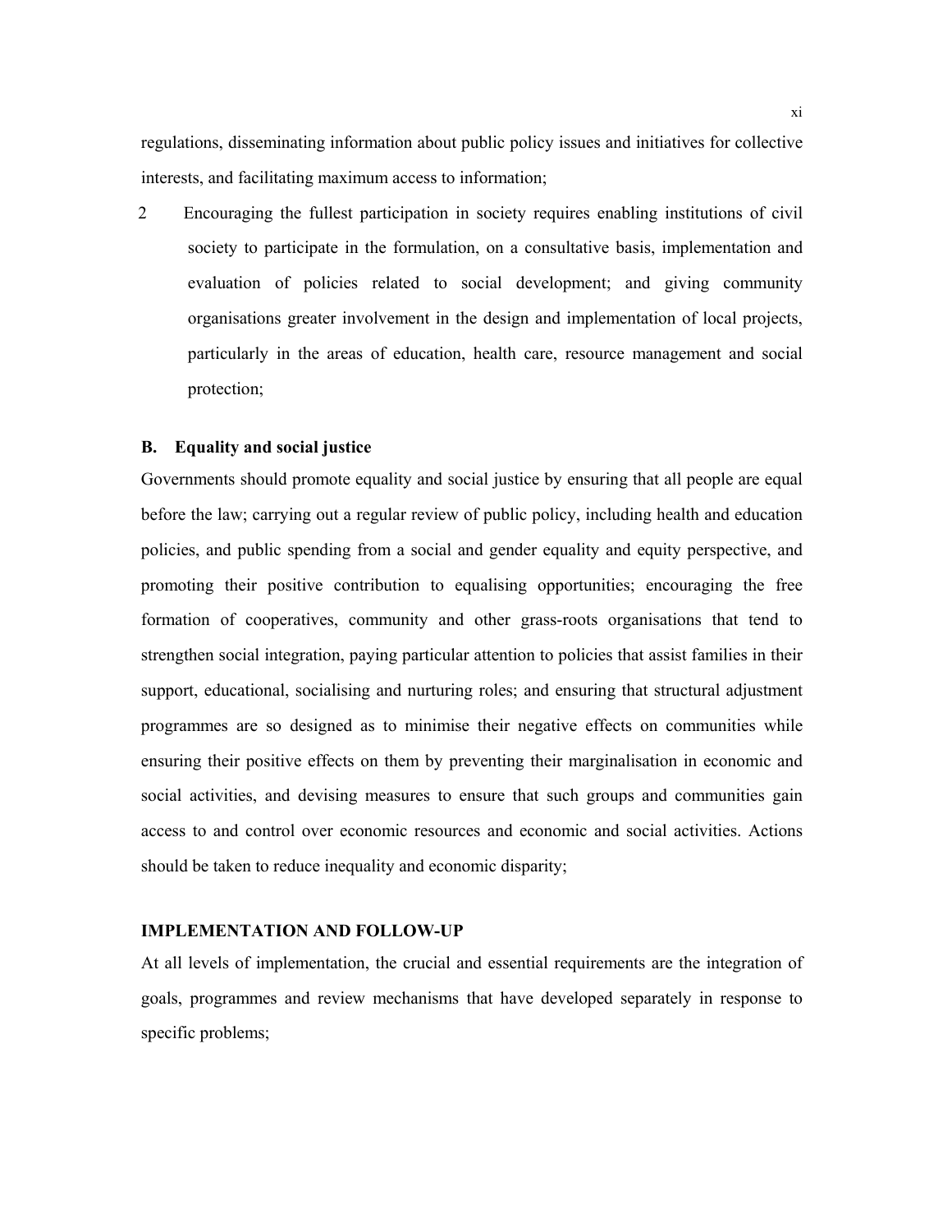regulations, disseminating information about public policy issues and initiatives for collective interests, and facilitating maximum access to information;

2. Encouraging the fullest participation in society requires enabling institutions of civil society to participate in the formulation, on a consultative basis, implementation and evaluation of policies related to social development; and giving community organisations greater involvement in the design and implementation of local projects, particularly in the areas of education, health care, resource management and social protection;

**B. Equality and social justice**

Governments should promote equality and social justice by ensuring that all people are equal before the law; carrying out a regular review of public policy, including health and education policies, and public spending from a social and gender equality and equity perspective, and promoting their positive contribution to equalising opportunities; encouraging the free formation of cooperatives, community and other grass-roots organisations that tend to strengthen social integration, paying particular attention to policies that assist families in their support, educational, socialising and nurturing roles; and ensuring that structural adjustment programmes are so designed as to minimise their negative effects on communities while ensuring their positive effects on them by preventing their marginalisation in economic and social activities, and devising measures to ensure that such groups and communities gain access to and control over economic resources and economic and social activities. Actions should be taken to reduce inequality and economic disparity;

**IMPLEMENTATION AND FOLLOW-UP**

At all levels of implementation, the crucial and essential requirements are the integration of goals, programmes and review mechanisms that have developed separately in response to specific problems;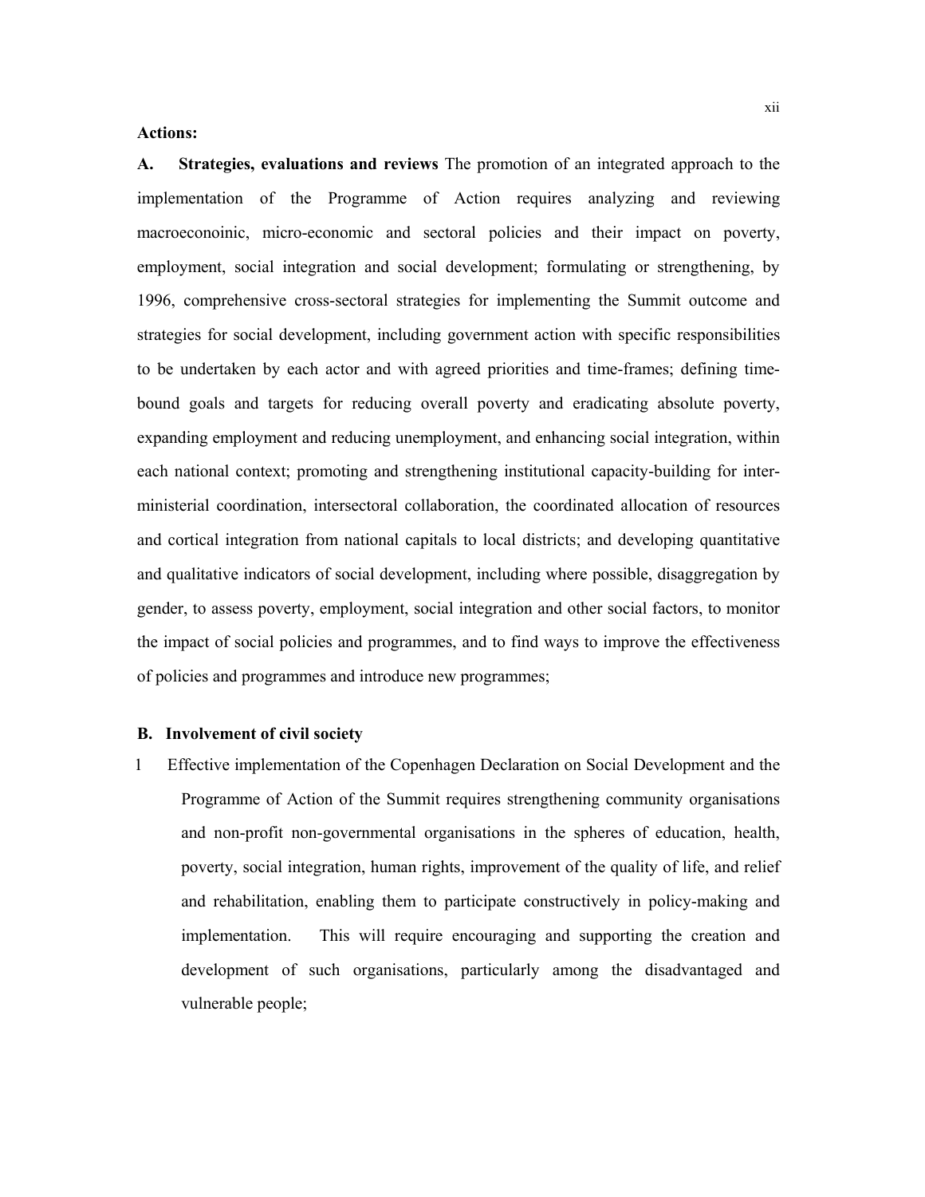**Actions:**

**A. Strategies, evaluations and reviews** The promotion of an integrated approach to the implementation of the Programme of Action requires analyzing and reviewing macroeconoinic, micro-economic and sectoral policies and their impact on poverty, employment, social integration and social development; formulating or strengthening, by 1996, comprehensive cross-sectoral strategies for implementing the Summit outcome and strategies for social development, including government action with specific responsibilities to be undertaken by each actor and with agreed priorities and time-frames; defining time-bound goals and targets for reducing overall poverty and eradicating absolute poverty, expanding employment and reducing unemployment, and enhancing social integration, within each national context; promoting and strengthening institutional capacity-building for inter-ministerial coordination, intersectoral collaboration, the coordinated allocation of resources and cortical integration from national capitals to local districts; and developing quantitative and qualitative indicators of social development, including where possible, disaggregation by gender, to assess poverty, employment, social integration and other social factors, to monitor the impact of social policies and programmes, and to find ways to improve the effectiveness of policies and programmes and introduce new programmes;

**B. Involvement of civil society**

l Effective implementation of the Copenhagen Declaration on Social Development and the Programme of Action of the Summit requires strengthening community organisations and non-profit non-governmental organisations in the spheres of education, health, poverty, social integration, human rights, improvement of the quality of life, and relief and rehabilitation, enabling them to participate constructively in policy-making and implementation. This will require encouraging and supporting the creation and development of such organisations, particularly among the disadvantaged and vulnerable people;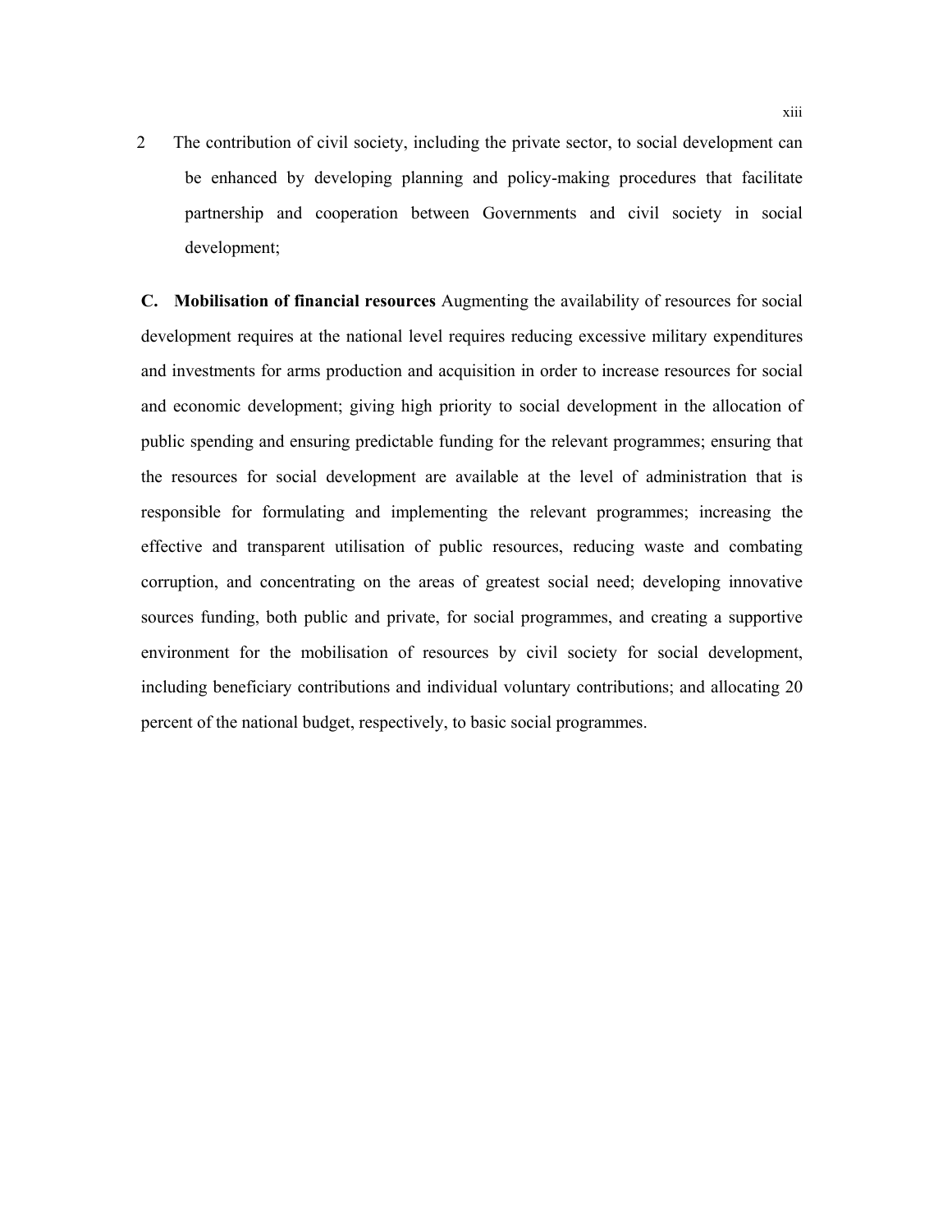2 The contribution of civil society, including the private sector, to social development can be enhanced by developing planning and policy-making procedures that facilitate partnership and cooperation between Governments and civil society in social development;

**C. Mobilisation of financial resources** Augmenting the availability of resources for social development requires at the national level requires reducing excessive military expenditures and investments for arms production and acquisition in order to increase resources for social and economic development; giving high priority to social development in the allocation of public spending and ensuring predictable funding for the relevant programmes; ensuring that the resources for social development are available at the level of administration that is responsible for formulating and implementing the relevant programmes; increasing the effective and transparent utilisation of public resources, reducing waste and combating corruption, and concentrating on the areas of greatest social need; developing innovative sources funding, both public and private, for social programmes, and creating a supportive environment for the mobilisation of resources by civil society for social development, including beneficiary contributions and individual voluntary contributions; and allocating 20 percent of the national budget, respectively, to basic social programmes.